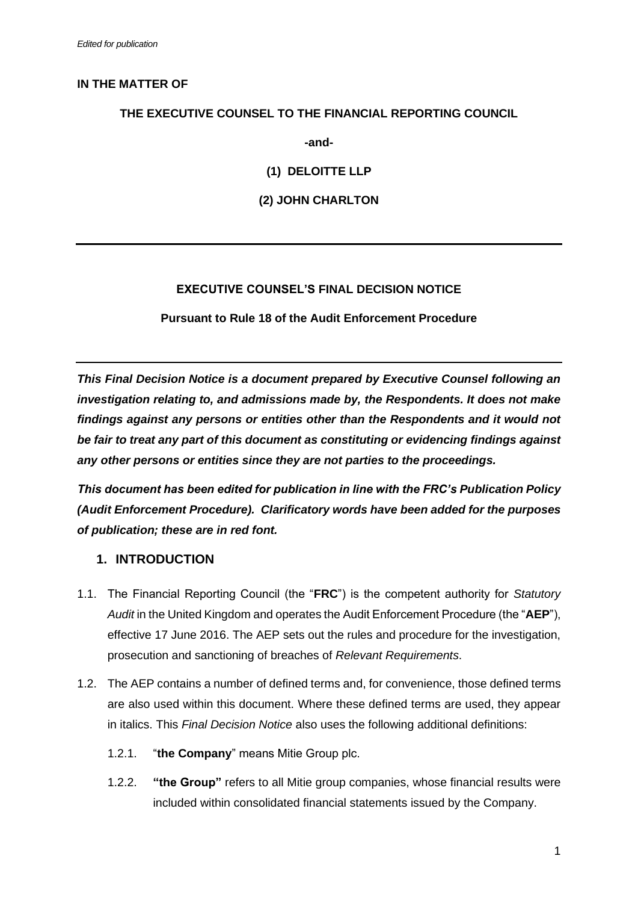*Edited for publication*

**IN THE MATTER OF**

**THE EXECUTIVE COUNSEL TO THE FINANCIAL REPORTING COUNCIL**

**-and-**

**(1) DELOITTE LLP**

**(2) JOHN CHARLTON**

---

**EXECUTIVE COUNSEL'S FINAL DECISION NOTICE**

**Pursuant to Rule 18 of the Audit Enforcement Procedure**

---

***This Final Decision Notice is a document prepared by Executive Counsel following an investigation relating to, and admissions made by, the Respondents. It does not make findings against any persons or entities other than the Respondents and it would not be fair to treat any part of this document as constituting or evidencing findings against any other persons or entities since they are not parties to the proceedings.***

***This document has been edited for publication in line with the FRC's Publication Policy (Audit Enforcement Procedure). Clarificatory words have been added for the purposes of publication; these are in red font.***

## 1. INTRODUCTION

1.1. The Financial Reporting Council (the "**FRC**") is the competent authority for *Statutory Audit* in the United Kingdom and operates the Audit Enforcement Procedure (the "**AEP**"), effective 17 June 2016. The AEP sets out the rules and procedure for the investigation, prosecution and sanctioning of breaches of *Relevant Requirements*.

1.2. The AEP contains a number of defined terms and, for convenience, those defined terms are also used within this document. Where these defined terms are used, they appear in italics. This *Final Decision Notice* also uses the following additional definitions:

1.2.1. "**the Company**" means Mitie Group plc.

1.2.2. **"the Group"** refers to all Mitie group companies, whose financial results were included within consolidated financial statements issued by the Company.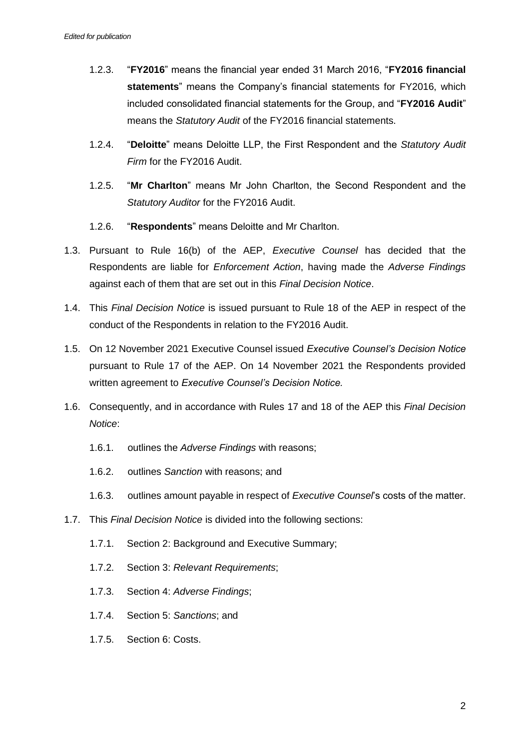1.2.3. "**FY2016**" means the financial year ended 31 March 2016, "**FY2016 financial statements**" means the Company's financial statements for FY2016, which included consolidated financial statements for the Group, and "**FY2016 Audit**" means the *Statutory Audit* of the FY2016 financial statements.

1.2.4. "**Deloitte**" means Deloitte LLP, the First Respondent and the *Statutory Audit Firm* for the FY2016 Audit.

1.2.5. "**Mr Charlton**" means Mr John Charlton, the Second Respondent and the *Statutory Auditor* for the FY2016 Audit.

1.2.6. "**Respondents**" means Deloitte and Mr Charlton.

1.3. Pursuant to Rule 16(b) of the AEP, *Executive Counsel* has decided that the Respondents are liable for *Enforcement Action*, having made the *Adverse Findings* against each of them that are set out in this *Final Decision Notice*.

1.4. This *Final Decision Notice* is issued pursuant to Rule 18 of the AEP in respect of the conduct of the Respondents in relation to the FY2016 Audit.

1.5. On 12 November 2021 Executive Counsel issued *Executive Counsel's Decision Notice* pursuant to Rule 17 of the AEP. On 14 November 2021 the Respondents provided written agreement to *Executive Counsel's Decision Notice.*

1.6. Consequently, and in accordance with Rules 17 and 18 of the AEP this *Final Decision Notice*:

1.6.1. outlines the *Adverse Findings* with reasons;

1.6.2. outlines *Sanction* with reasons; and

1.6.3. outlines amount payable in respect of *Executive Counsel*'s costs of the matter.

1.7. This *Final Decision Notice* is divided into the following sections:

1.7.1. Section 2: Background and Executive Summary;

1.7.2. Section 3: *Relevant Requirements*;

1.7.3. Section 4: *Adverse Findings*;

1.7.4. Section 5: *Sanctions*; and

1.7.5. Section 6: Costs.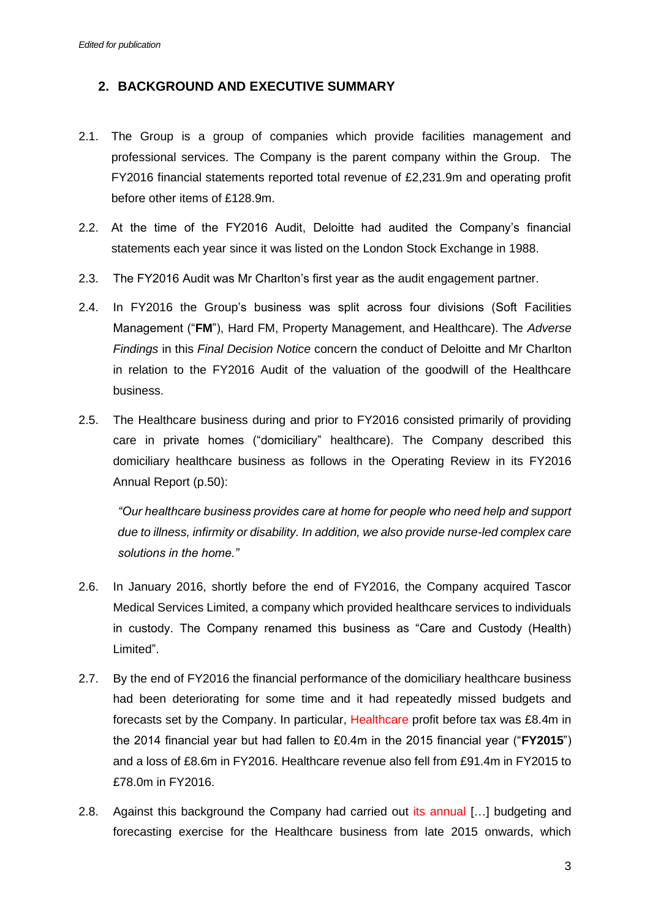## 2. BACKGROUND AND EXECUTIVE SUMMARY

2.1. The Group is a group of companies which provide facilities management and professional services. The Company is the parent company within the Group. The FY2016 financial statements reported total revenue of £2,231.9m and operating profit before other items of £128.9m.

2.2. At the time of the FY2016 Audit, Deloitte had audited the Company's financial statements each year since it was listed on the London Stock Exchange in 1988.

2.3. The FY2016 Audit was Mr Charlton's first year as the audit engagement partner.

2.4. In FY2016 the Group's business was split across four divisions (Soft Facilities Management ("**FM**"), Hard FM, Property Management, and Healthcare). The *Adverse Findings* in this *Final Decision Notice* concern the conduct of Deloitte and Mr Charlton in relation to the FY2016 Audit of the valuation of the goodwill of the Healthcare business.

2.5. The Healthcare business during and prior to FY2016 consisted primarily of providing care in private homes ("domiciliary" healthcare). The Company described this domiciliary healthcare business as follows in the Operating Review in its FY2016 Annual Report (p.50):

> *"Our healthcare business provides care at home for people who need help and support due to illness, infirmity or disability. In addition, we also provide nurse-led complex care solutions in the home."*

2.6. In January 2016, shortly before the end of FY2016, the Company acquired Tascor Medical Services Limited, a company which provided healthcare services to individuals in custody. The Company renamed this business as "Care and Custody (Health) Limited".

2.7. By the end of FY2016 the financial performance of the domiciliary healthcare business had been deteriorating for some time and it had repeatedly missed budgets and forecasts set by the Company. In particular, Healthcare profit before tax was £8.4m in the 2014 financial year but had fallen to £0.4m in the 2015 financial year ("**FY2015**") and a loss of £8.6m in FY2016. Healthcare revenue also fell from £91.4m in FY2015 to £78.0m in FY2016.

2.8. Against this background the Company had carried out its annual […] budgeting and forecasting exercise for the Healthcare business from late 2015 onwards, which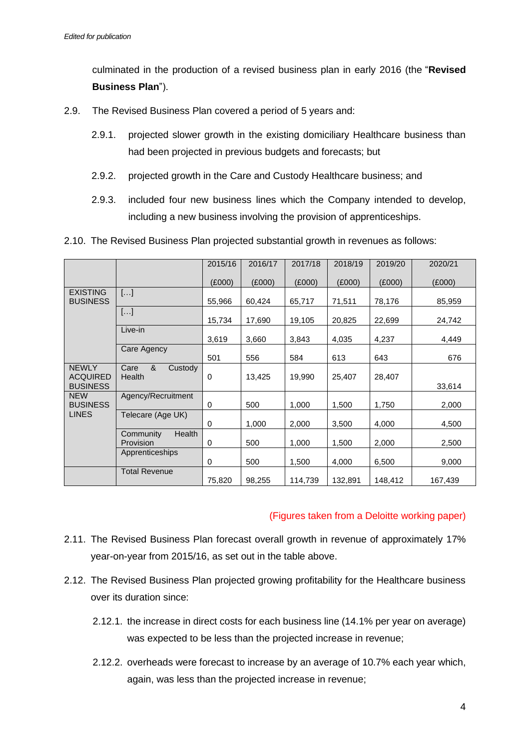*Edited for publication*

culminated in the production of a revised business plan in early 2016 (the "**Revised Business Plan**").

2.9. The Revised Business Plan covered a period of 5 years and:

2.9.1. projected slower growth in the existing domiciliary Healthcare business than had been projected in previous budgets and forecasts; but

2.9.2. projected growth in the Care and Custody Healthcare business; and

2.9.3. included four new business lines which the Company intended to develop, including a new business involving the provision of apprenticeships.

2.10. The Revised Business Plan projected substantial growth in revenues as follows:

| | | 2015/16 (£000) | 2016/17 (£000) | 2017/18 (£000) | 2018/19 (£000) | 2019/20 (£000) | 2020/21 (£000) |
|---|---|---|---|---|---|---|---|
| EXISTING BUSINESS | […] | 55,966 | 60,424 | 65,717 | 71,511 | 78,176 | 85,959 |
| | […] | 15,734 | 17,690 | 19,105 | 20,825 | 22,699 | 24,742 |
| | Live-in | 3,619 | 3,660 | 3,843 | 4,035 | 4,237 | 4,449 |
| | Care Agency | 501 | 556 | 584 | 613 | 643 | 676 |
| NEWLY ACQUIRED BUSINESS | Care & Custody Health | 0 | 13,425 | 19,990 | 25,407 | 28,407 | 33,614 |
| NEW BUSINESS LINES | Agency/Recruitment | 0 | 500 | 1,000 | 1,500 | 1,750 | 2,000 |
| | Telecare (Age UK) | 0 | 1,000 | 2,000 | 3,500 | 4,000 | 4,500 |
| | Community Health Provision | 0 | 500 | 1,000 | 1,500 | 2,000 | 2,500 |
| | Apprenticeships | 0 | 500 | 1,500 | 4,000 | 6,500 | 9,000 |
| | Total Revenue | 75,820 | 98,255 | 114,739 | 132,891 | 148,412 | 167,439 |

(Figures taken from a Deloitte working paper)

2.11. The Revised Business Plan forecast overall growth in revenue of approximately 17% year-on-year from 2015/16, as set out in the table above.

2.12. The Revised Business Plan projected growing profitability for the Healthcare business over its duration since:

2.12.1. the increase in direct costs for each business line (14.1% per year on average) was expected to be less than the projected increase in revenue;

2.12.2. overheads were forecast to increase by an average of 10.7% each year which, again, was less than the projected increase in revenue;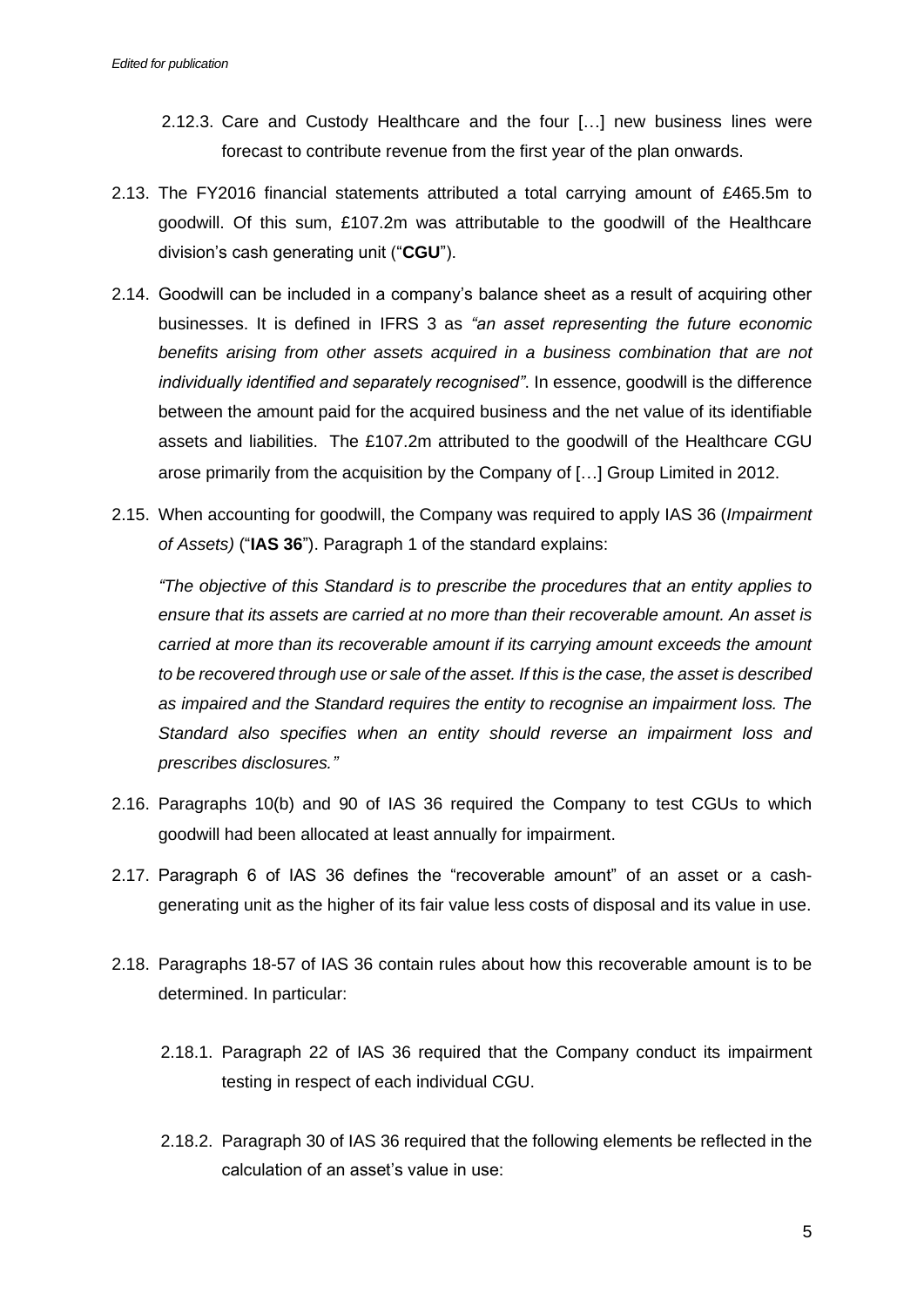2.12.3. Care and Custody Healthcare and the four […] new business lines were forecast to contribute revenue from the first year of the plan onwards.

2.13. The FY2016 financial statements attributed a total carrying amount of £465.5m to goodwill. Of this sum, £107.2m was attributable to the goodwill of the Healthcare division's cash generating unit ("**CGU**").

2.14. Goodwill can be included in a company's balance sheet as a result of acquiring other businesses. It is defined in IFRS 3 as *"an asset representing the future economic benefits arising from other assets acquired in a business combination that are not individually identified and separately recognised"*. In essence, goodwill is the difference between the amount paid for the acquired business and the net value of its identifiable assets and liabilities. The £107.2m attributed to the goodwill of the Healthcare CGU arose primarily from the acquisition by the Company of […] Group Limited in 2012.

2.15. When accounting for goodwill, the Company was required to apply IAS 36 (*Impairment of Assets)* ("**IAS 36**"). Paragraph 1 of the standard explains:

*"The objective of this Standard is to prescribe the procedures that an entity applies to ensure that its assets are carried at no more than their recoverable amount. An asset is carried at more than its recoverable amount if its carrying amount exceeds the amount to be recovered through use or sale of the asset. If this is the case, the asset is described as impaired and the Standard requires the entity to recognise an impairment loss. The Standard also specifies when an entity should reverse an impairment loss and prescribes disclosures."*

2.16. Paragraphs 10(b) and 90 of IAS 36 required the Company to test CGUs to which goodwill had been allocated at least annually for impairment.

2.17. Paragraph 6 of IAS 36 defines the "recoverable amount" of an asset or a cash-generating unit as the higher of its fair value less costs of disposal and its value in use.

2.18. Paragraphs 18-57 of IAS 36 contain rules about how this recoverable amount is to be determined. In particular:

2.18.1. Paragraph 22 of IAS 36 required that the Company conduct its impairment testing in respect of each individual CGU.

2.18.2. Paragraph 30 of IAS 36 required that the following elements be reflected in the calculation of an asset's value in use: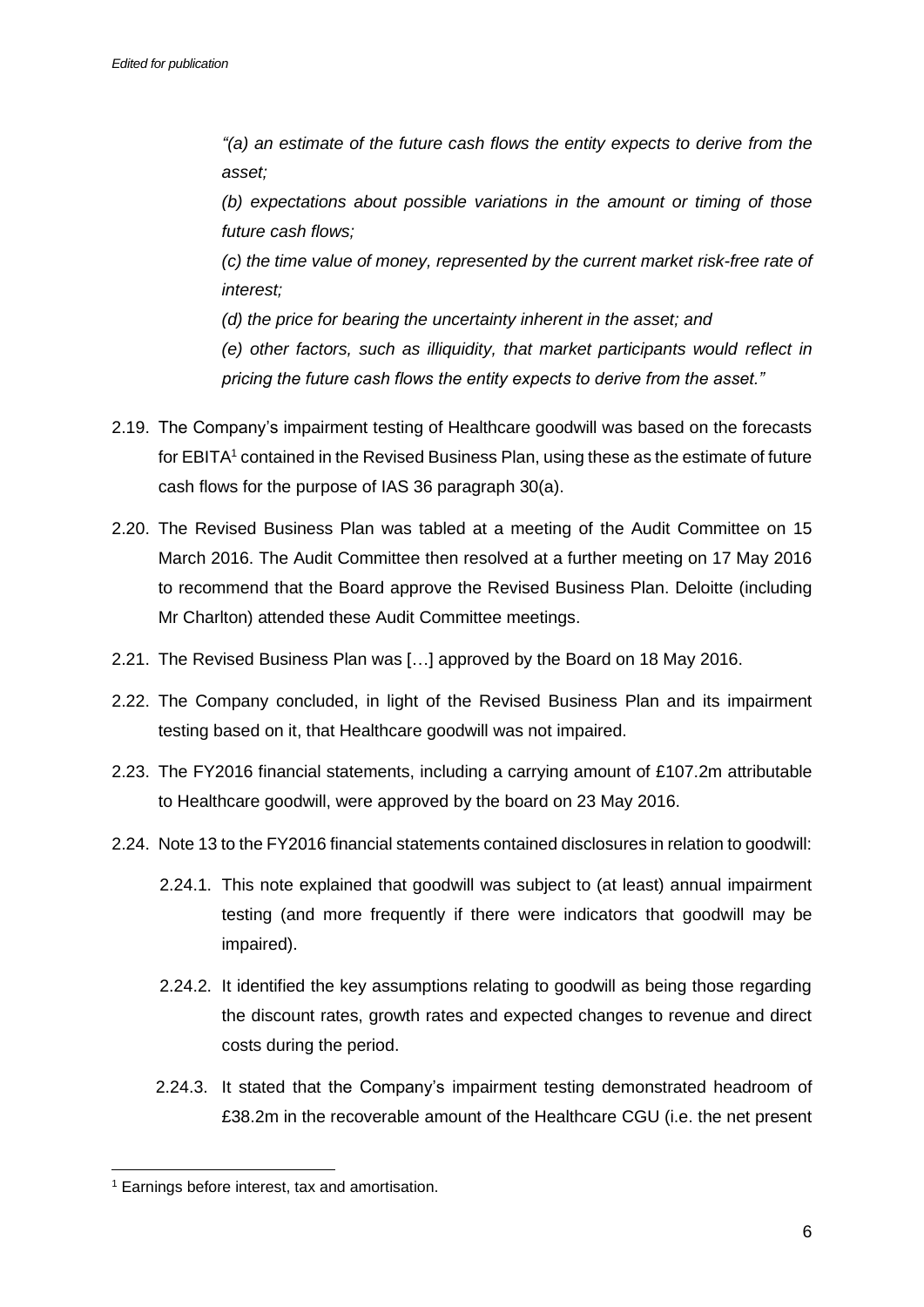*"(a) an estimate of the future cash flows the entity expects to derive from the asset;*

*(b) expectations about possible variations in the amount or timing of those future cash flows;*

*(c) the time value of money, represented by the current market risk-free rate of interest;*

*(d) the price for bearing the uncertainty inherent in the asset; and*

*(e) other factors, such as illiquidity, that market participants would reflect in pricing the future cash flows the entity expects to derive from the asset."*

2.19. The Company's impairment testing of Healthcare goodwill was based on the forecasts for EBITA[1] contained in the Revised Business Plan, using these as the estimate of future cash flows for the purpose of IAS 36 paragraph 30(a).

2.20. The Revised Business Plan was tabled at a meeting of the Audit Committee on 15 March 2016. The Audit Committee then resolved at a further meeting on 17 May 2016 to recommend that the Board approve the Revised Business Plan. Deloitte (including Mr Charlton) attended these Audit Committee meetings.

2.21. The Revised Business Plan was […] approved by the Board on 18 May 2016.

2.22. The Company concluded, in light of the Revised Business Plan and its impairment testing based on it, that Healthcare goodwill was not impaired.

2.23. The FY2016 financial statements, including a carrying amount of £107.2m attributable to Healthcare goodwill, were approved by the board on 23 May 2016.

2.24. Note 13 to the FY2016 financial statements contained disclosures in relation to goodwill:

2.24.1. This note explained that goodwill was subject to (at least) annual impairment testing (and more frequently if there were indicators that goodwill may be impaired).

2.24.2. It identified the key assumptions relating to goodwill as being those regarding the discount rates, growth rates and expected changes to revenue and direct costs during the period.

2.24.3. It stated that the Company's impairment testing demonstrated headroom of £38.2m in the recoverable amount of the Healthcare CGU (i.e. the net present

[1] Earnings before interest, tax and amortisation.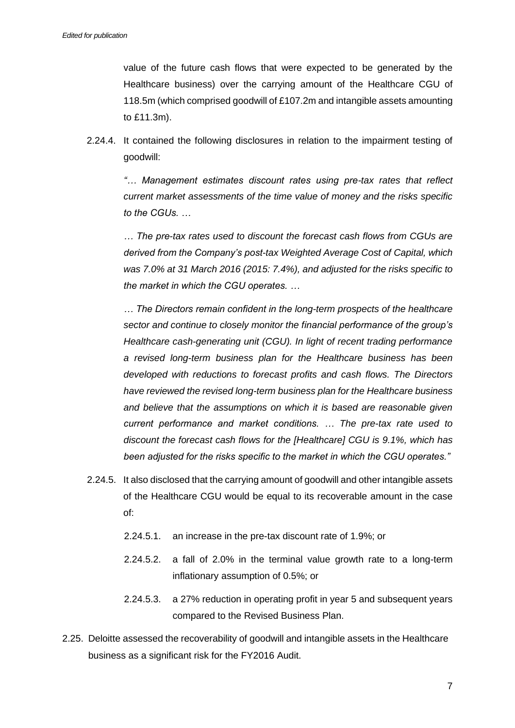value of the future cash flows that were expected to be generated by the Healthcare business) over the carrying amount of the Healthcare CGU of 118.5m (which comprised goodwill of £107.2m and intangible assets amounting to £11.3m).

2.24.4. It contained the following disclosures in relation to the impairment testing of goodwill:

*"… Management estimates discount rates using pre-tax rates that reflect current market assessments of the time value of money and the risks specific to the CGUs. …*

*… The pre-tax rates used to discount the forecast cash flows from CGUs are derived from the Company's post-tax Weighted Average Cost of Capital, which was 7.0% at 31 March 2016 (2015: 7.4%), and adjusted for the risks specific to the market in which the CGU operates. …*

*… The Directors remain confident in the long-term prospects of the healthcare sector and continue to closely monitor the financial performance of the group's Healthcare cash-generating unit (CGU). In light of recent trading performance a revised long-term business plan for the Healthcare business has been developed with reductions to forecast profits and cash flows. The Directors have reviewed the revised long-term business plan for the Healthcare business and believe that the assumptions on which it is based are reasonable given current performance and market conditions. … The pre-tax rate used to discount the forecast cash flows for the [Healthcare] CGU is 9.1%, which has been adjusted for the risks specific to the market in which the CGU operates."*

2.24.5. It also disclosed that the carrying amount of goodwill and other intangible assets of the Healthcare CGU would be equal to its recoverable amount in the case of:

2.24.5.1. an increase in the pre-tax discount rate of 1.9%; or

2.24.5.2. a fall of 2.0% in the terminal value growth rate to a long-term inflationary assumption of 0.5%; or

2.24.5.3. a 27% reduction in operating profit in year 5 and subsequent years compared to the Revised Business Plan.

2.25. Deloitte assessed the recoverability of goodwill and intangible assets in the Healthcare business as a significant risk for the FY2016 Audit.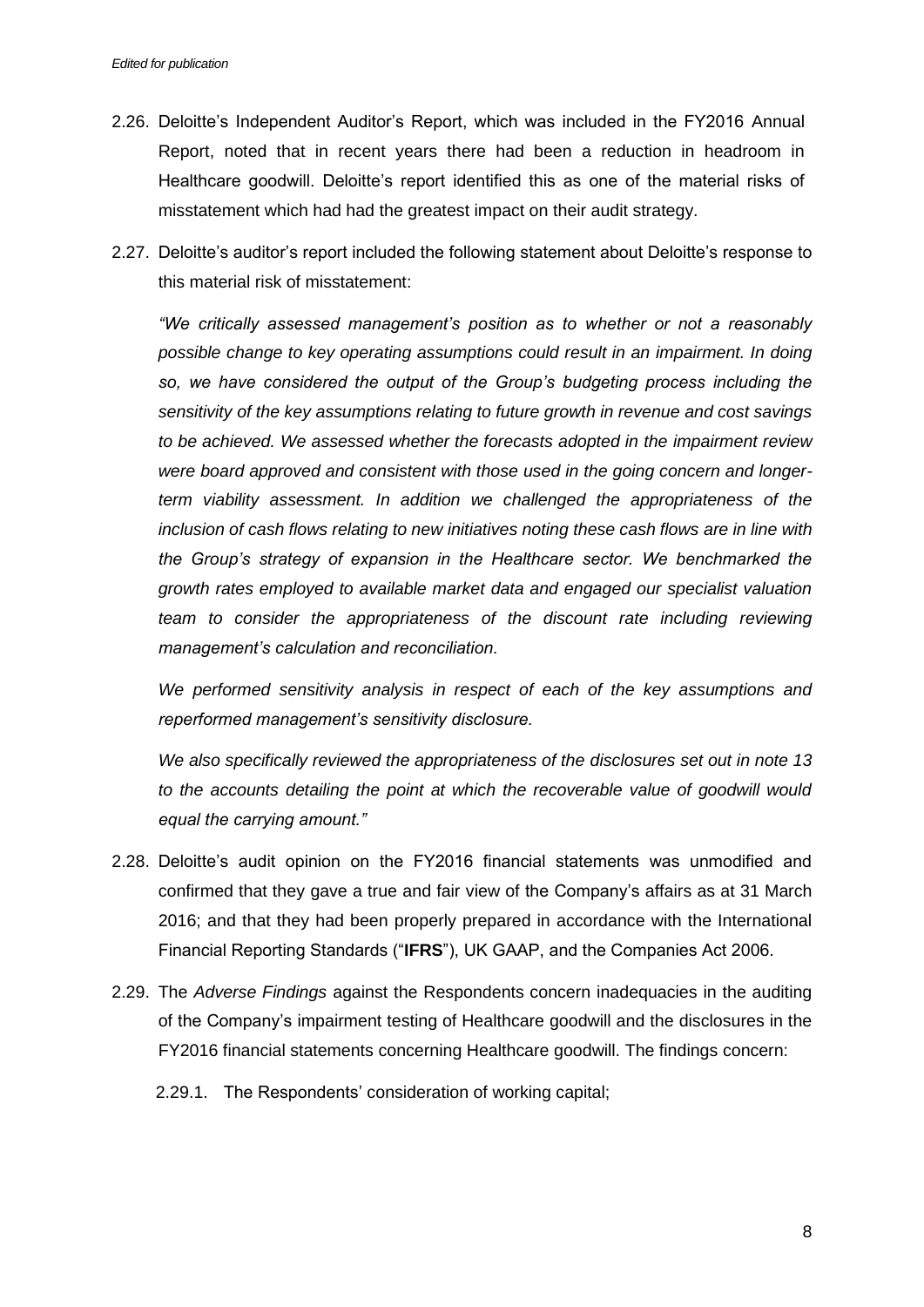2.26. Deloitte's Independent Auditor's Report, which was included in the FY2016 Annual Report, noted that in recent years there had been a reduction in headroom in Healthcare goodwill. Deloitte's report identified this as one of the material risks of misstatement which had had the greatest impact on their audit strategy.

2.27. Deloitte's auditor's report included the following statement about Deloitte's response to this material risk of misstatement:

*"We critically assessed management's position as to whether or not a reasonably possible change to key operating assumptions could result in an impairment. In doing so, we have considered the output of the Group's budgeting process including the sensitivity of the key assumptions relating to future growth in revenue and cost savings to be achieved. We assessed whether the forecasts adopted in the impairment review were board approved and consistent with those used in the going concern and longer-term viability assessment. In addition we challenged the appropriateness of the inclusion of cash flows relating to new initiatives noting these cash flows are in line with the Group's strategy of expansion in the Healthcare sector. We benchmarked the growth rates employed to available market data and engaged our specialist valuation team to consider the appropriateness of the discount rate including reviewing management's calculation and reconciliation.*

*We performed sensitivity analysis in respect of each of the key assumptions and reperformed management's sensitivity disclosure.*

*We also specifically reviewed the appropriateness of the disclosures set out in note 13 to the accounts detailing the point at which the recoverable value of goodwill would equal the carrying amount."*

2.28. Deloitte's audit opinion on the FY2016 financial statements was unmodified and confirmed that they gave a true and fair view of the Company's affairs as at 31 March 2016; and that they had been properly prepared in accordance with the International Financial Reporting Standards ("**IFRS**"), UK GAAP, and the Companies Act 2006.

2.29. The *Adverse Findings* against the Respondents concern inadequacies in the auditing of the Company's impairment testing of Healthcare goodwill and the disclosures in the FY2016 financial statements concerning Healthcare goodwill. The findings concern:

2.29.1. The Respondents' consideration of working capital;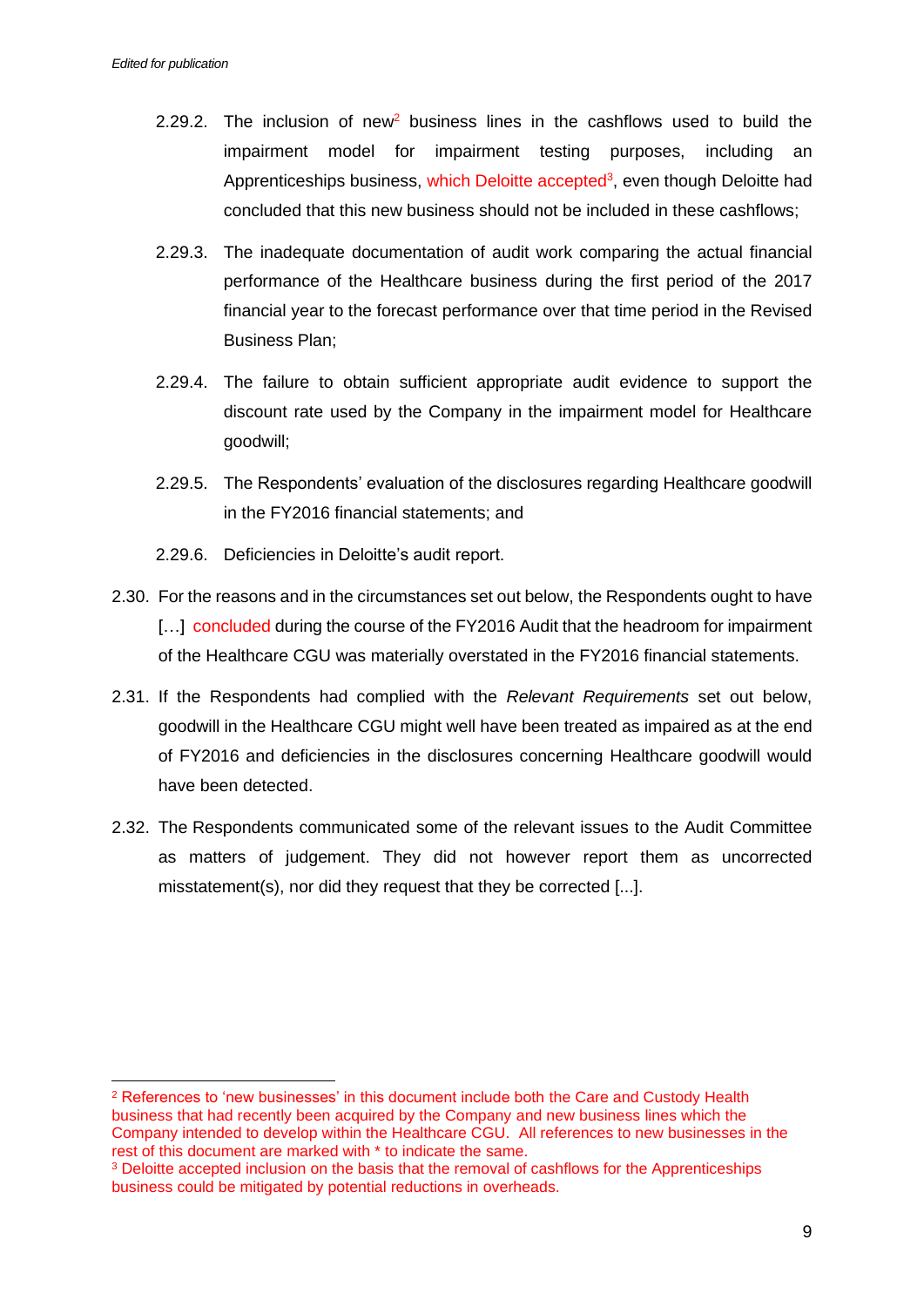2.29.2. The inclusion of new[2] business lines in the cashflows used to build the impairment model for impairment testing purposes, including an Apprenticeships business, which Deloitte accepted[3], even though Deloitte had concluded that this new business should not be included in these cashflows;

2.29.3. The inadequate documentation of audit work comparing the actual financial performance of the Healthcare business during the first period of the 2017 financial year to the forecast performance over that time period in the Revised Business Plan;

2.29.4. The failure to obtain sufficient appropriate audit evidence to support the discount rate used by the Company in the impairment model for Healthcare goodwill;

2.29.5. The Respondents' evaluation of the disclosures regarding Healthcare goodwill in the FY2016 financial statements; and

2.29.6. Deficiencies in Deloitte's audit report.

2.30. For the reasons and in the circumstances set out below, the Respondents ought to have […] concluded during the course of the FY2016 Audit that the headroom for impairment of the Healthcare CGU was materially overstated in the FY2016 financial statements.

2.31. If the Respondents had complied with the *Relevant Requirements* set out below, goodwill in the Healthcare CGU might well have been treated as impaired as at the end of FY2016 and deficiencies in the disclosures concerning Healthcare goodwill would have been detected.

2.32. The Respondents communicated some of the relevant issues to the Audit Committee as matters of judgement. They did not however report them as uncorrected misstatement(s), nor did they request that they be corrected [...].

---

[2] References to 'new businesses' in this document include both the Care and Custody Health business that had recently been acquired by the Company and new business lines which the Company intended to develop within the Healthcare CGU. All references to new businesses in the rest of this document are marked with * to indicate the same.

[3] Deloitte accepted inclusion on the basis that the removal of cashflows for the Apprenticeships business could be mitigated by potential reductions in overheads.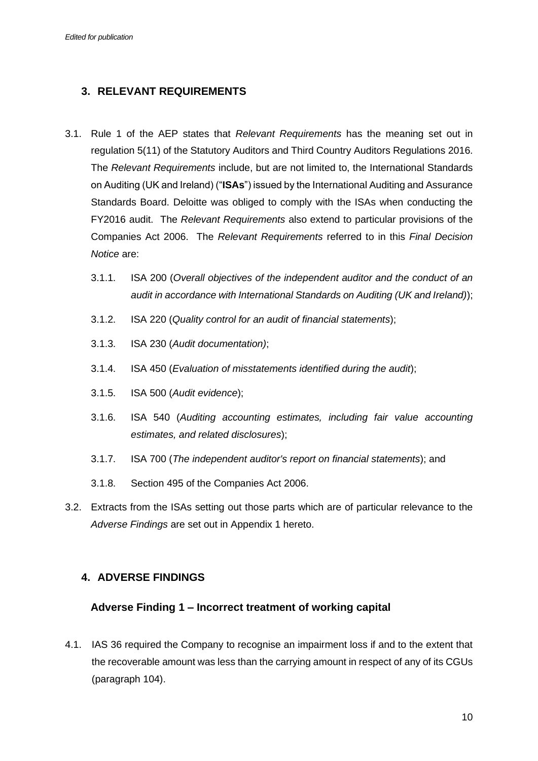## 3. RELEVANT REQUIREMENTS

3.1. Rule 1 of the AEP states that *Relevant Requirements* has the meaning set out in regulation 5(11) of the Statutory Auditors and Third Country Auditors Regulations 2016. The *Relevant Requirements* include, but are not limited to, the International Standards on Auditing (UK and Ireland) ("**ISAs**") issued by the International Auditing and Assurance Standards Board. Deloitte was obliged to comply with the ISAs when conducting the FY2016 audit. The *Relevant Requirements* also extend to particular provisions of the Companies Act 2006. The *Relevant Requirements* referred to in this *Final Decision Notice* are:

3.1.1. ISA 200 (*Overall objectives of the independent auditor and the conduct of an audit in accordance with International Standards on Auditing (UK and Ireland)*);

3.1.2. ISA 220 (*Quality control for an audit of financial statements*);

3.1.3. ISA 230 (*Audit documentation)*;

3.1.4. ISA 450 (*Evaluation of misstatements identified during the audit*);

3.1.5. ISA 500 (*Audit evidence*);

3.1.6. ISA 540 (*Auditing accounting estimates, including fair value accounting estimates, and related disclosures*);

3.1.7. ISA 700 (*The independent auditor's report on financial statements*); and

3.1.8. Section 495 of the Companies Act 2006.

3.2. Extracts from the ISAs setting out those parts which are of particular relevance to the *Adverse Findings* are set out in Appendix 1 hereto.

## 4. ADVERSE FINDINGS

### Adverse Finding 1 – Incorrect treatment of working capital

4.1. IAS 36 required the Company to recognise an impairment loss if and to the extent that the recoverable amount was less than the carrying amount in respect of any of its CGUs (paragraph 104).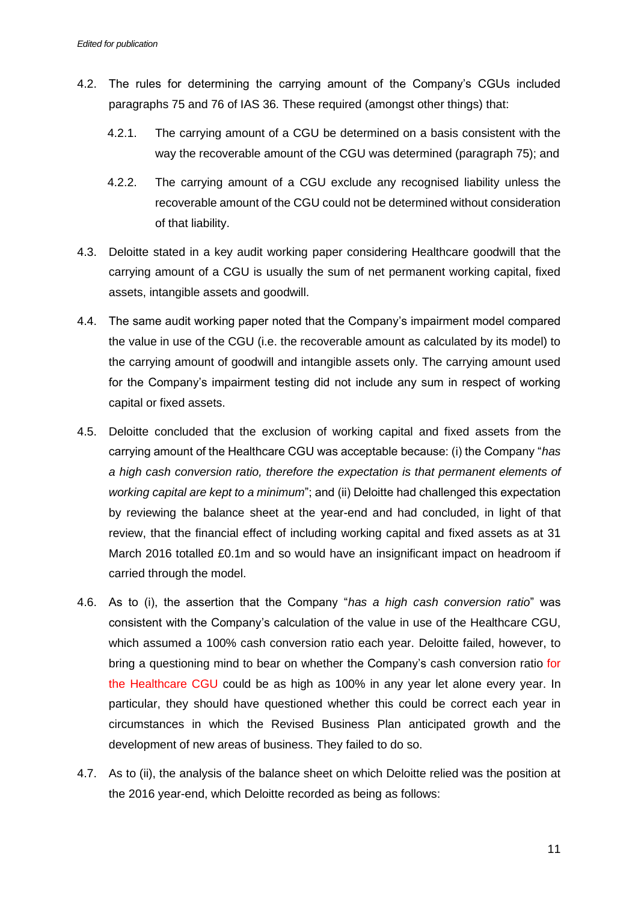4.2. The rules for determining the carrying amount of the Company's CGUs included paragraphs 75 and 76 of IAS 36. These required (amongst other things) that:

4.2.1. The carrying amount of a CGU be determined on a basis consistent with the way the recoverable amount of the CGU was determined (paragraph 75); and

4.2.2. The carrying amount of a CGU exclude any recognised liability unless the recoverable amount of the CGU could not be determined without consideration of that liability.

4.3. Deloitte stated in a key audit working paper considering Healthcare goodwill that the carrying amount of a CGU is usually the sum of net permanent working capital, fixed assets, intangible assets and goodwill.

4.4. The same audit working paper noted that the Company's impairment model compared the value in use of the CGU (i.e. the recoverable amount as calculated by its model) to the carrying amount of goodwill and intangible assets only. The carrying amount used for the Company's impairment testing did not include any sum in respect of working capital or fixed assets.

4.5. Deloitte concluded that the exclusion of working capital and fixed assets from the carrying amount of the Healthcare CGU was acceptable because: (i) the Company "*has a high cash conversion ratio, therefore the expectation is that permanent elements of working capital are kept to a minimum*"; and (ii) Deloitte had challenged this expectation by reviewing the balance sheet at the year-end and had concluded, in light of that review, that the financial effect of including working capital and fixed assets as at 31 March 2016 totalled £0.1m and so would have an insignificant impact on headroom if carried through the model.

4.6. As to (i), the assertion that the Company "*has a high cash conversion ratio*" was consistent with the Company's calculation of the value in use of the Healthcare CGU, which assumed a 100% cash conversion ratio each year. Deloitte failed, however, to bring a questioning mind to bear on whether the Company's cash conversion ratio for the Healthcare CGU could be as high as 100% in any year let alone every year. In particular, they should have questioned whether this could be correct each year in circumstances in which the Revised Business Plan anticipated growth and the development of new areas of business. They failed to do so.

4.7. As to (ii), the analysis of the balance sheet on which Deloitte relied was the position at the 2016 year-end, which Deloitte recorded as being as follows: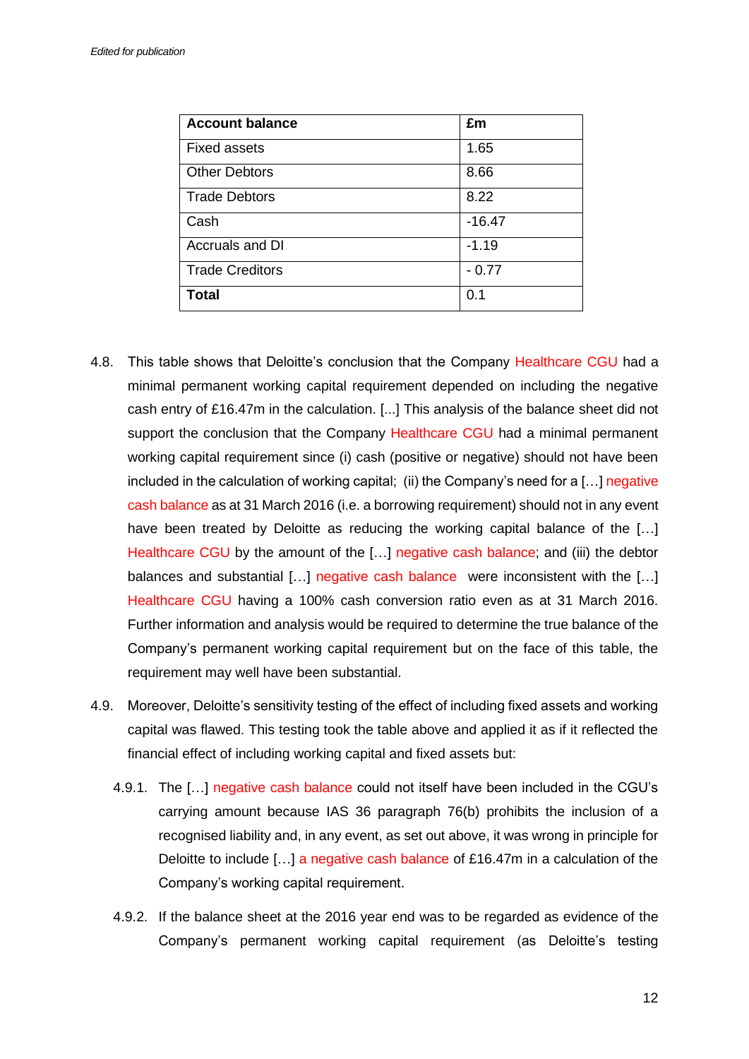*Edited for publication*

| Account balance | £m |
|---|---|
| Fixed assets | 1.65 |
| Other Debtors | 8.66 |
| Trade Debtors | 8.22 |
| Cash | -16.47 |
| Accruals and DI | -1.19 |
| Trade Creditors | - 0.77 |
| **Total** | 0.1 |

4.8. This table shows that Deloitte's conclusion that the Company Healthcare CGU had a minimal permanent working capital requirement depended on including the negative cash entry of £16.47m in the calculation. [...] This analysis of the balance sheet did not support the conclusion that the Company Healthcare CGU had a minimal permanent working capital requirement since (i) cash (positive or negative) should not have been included in the calculation of working capital; (ii) the Company's need for a […] negative cash balance as at 31 March 2016 (i.e. a borrowing requirement) should not in any event have been treated by Deloitte as reducing the working capital balance of the […] Healthcare CGU by the amount of the […] negative cash balance; and (iii) the debtor balances and substantial […] negative cash balance were inconsistent with the […] Healthcare CGU having a 100% cash conversion ratio even as at 31 March 2016. Further information and analysis would be required to determine the true balance of the Company's permanent working capital requirement but on the face of this table, the requirement may well have been substantial.

4.9. Moreover, Deloitte's sensitivity testing of the effect of including fixed assets and working capital was flawed. This testing took the table above and applied it as if it reflected the financial effect of including working capital and fixed assets but:

4.9.1. The […] negative cash balance could not itself have been included in the CGU's carrying amount because IAS 36 paragraph 76(b) prohibits the inclusion of a recognised liability and, in any event, as set out above, it was wrong in principle for Deloitte to include […] a negative cash balance of £16.47m in a calculation of the Company's working capital requirement.

4.9.2. If the balance sheet at the 2016 year end was to be regarded as evidence of the Company's permanent working capital requirement (as Deloitte's testing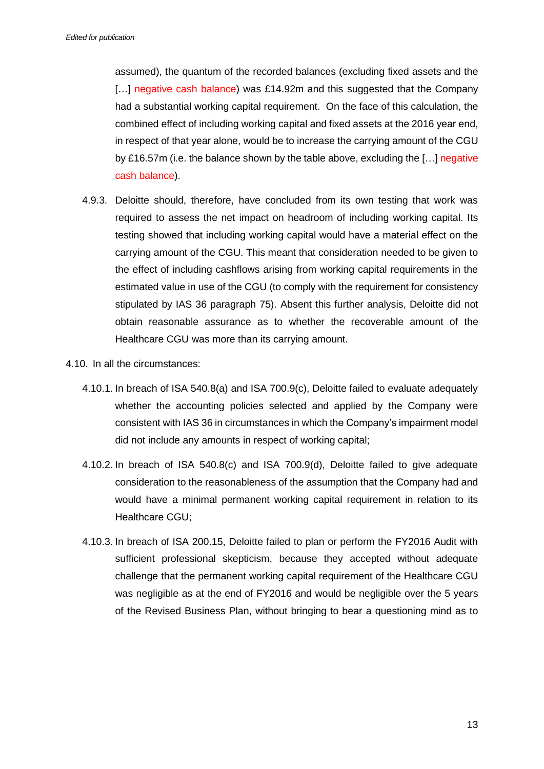assumed), the quantum of the recorded balances (excluding fixed assets and the […] negative cash balance) was £14.92m and this suggested that the Company had a substantial working capital requirement. On the face of this calculation, the combined effect of including working capital and fixed assets at the 2016 year end, in respect of that year alone, would be to increase the carrying amount of the CGU by £16.57m (i.e. the balance shown by the table above, excluding the […] negative cash balance).

4.9.3. Deloitte should, therefore, have concluded from its own testing that work was required to assess the net impact on headroom of including working capital. Its testing showed that including working capital would have a material effect on the carrying amount of the CGU. This meant that consideration needed to be given to the effect of including cashflows arising from working capital requirements in the estimated value in use of the CGU (to comply with the requirement for consistency stipulated by IAS 36 paragraph 75). Absent this further analysis, Deloitte did not obtain reasonable assurance as to whether the recoverable amount of the Healthcare CGU was more than its carrying amount.

4.10. In all the circumstances:

4.10.1. In breach of ISA 540.8(a) and ISA 700.9(c), Deloitte failed to evaluate adequately whether the accounting policies selected and applied by the Company were consistent with IAS 36 in circumstances in which the Company's impairment model did not include any amounts in respect of working capital;

4.10.2. In breach of ISA 540.8(c) and ISA 700.9(d), Deloitte failed to give adequate consideration to the reasonableness of the assumption that the Company had and would have a minimal permanent working capital requirement in relation to its Healthcare CGU;

4.10.3. In breach of ISA 200.15, Deloitte failed to plan or perform the FY2016 Audit with sufficient professional skepticism, because they accepted without adequate challenge that the permanent working capital requirement of the Healthcare CGU was negligible as at the end of FY2016 and would be negligible over the 5 years of the Revised Business Plan, without bringing to bear a questioning mind as to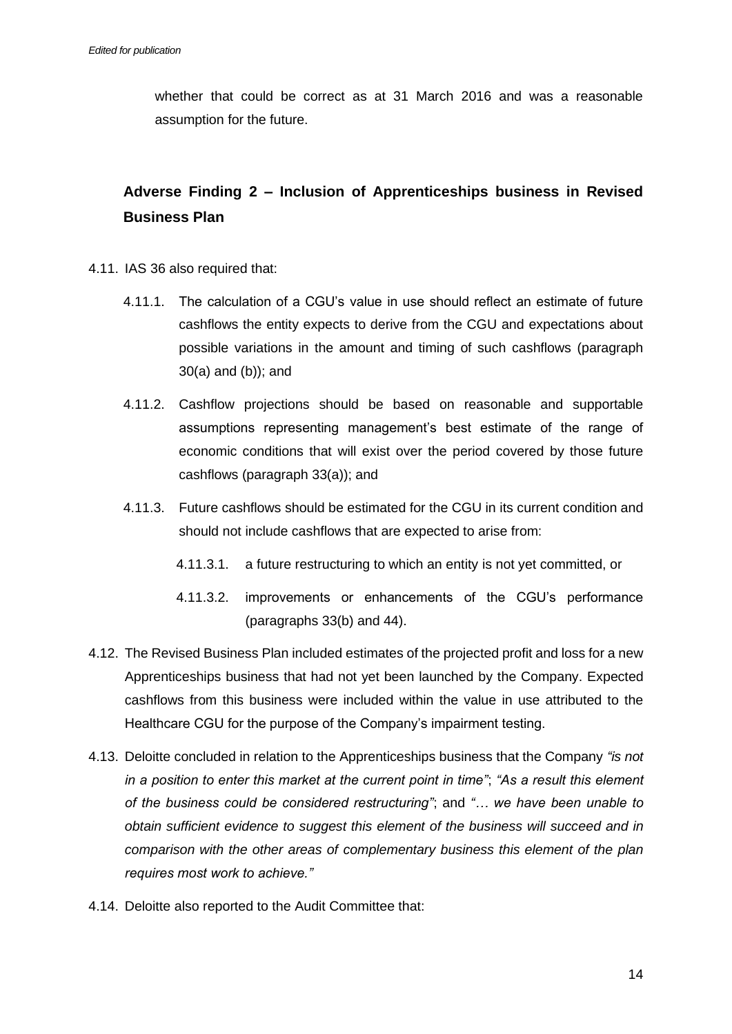whether that could be correct as at 31 March 2016 and was a reasonable assumption for the future.

## Adverse Finding 2 – Inclusion of Apprenticeships business in Revised Business Plan

4.11. IAS 36 also required that:

4.11.1. The calculation of a CGU's value in use should reflect an estimate of future cashflows the entity expects to derive from the CGU and expectations about possible variations in the amount and timing of such cashflows (paragraph 30(a) and (b)); and

4.11.2. Cashflow projections should be based on reasonable and supportable assumptions representing management's best estimate of the range of economic conditions that will exist over the period covered by those future cashflows (paragraph 33(a)); and

4.11.3. Future cashflows should be estimated for the CGU in its current condition and should not include cashflows that are expected to arise from:

4.11.3.1. a future restructuring to which an entity is not yet committed, or

4.11.3.2. improvements or enhancements of the CGU's performance (paragraphs 33(b) and 44).

4.12. The Revised Business Plan included estimates of the projected profit and loss for a new Apprenticeships business that had not yet been launched by the Company. Expected cashflows from this business were included within the value in use attributed to the Healthcare CGU for the purpose of the Company's impairment testing.

4.13. Deloitte concluded in relation to the Apprenticeships business that the Company *"is not in a position to enter this market at the current point in time"*; *"As a result this element of the business could be considered restructuring"*; and *"… we have been unable to obtain sufficient evidence to suggest this element of the business will succeed and in comparison with the other areas of complementary business this element of the plan requires most work to achieve."*

4.14. Deloitte also reported to the Audit Committee that: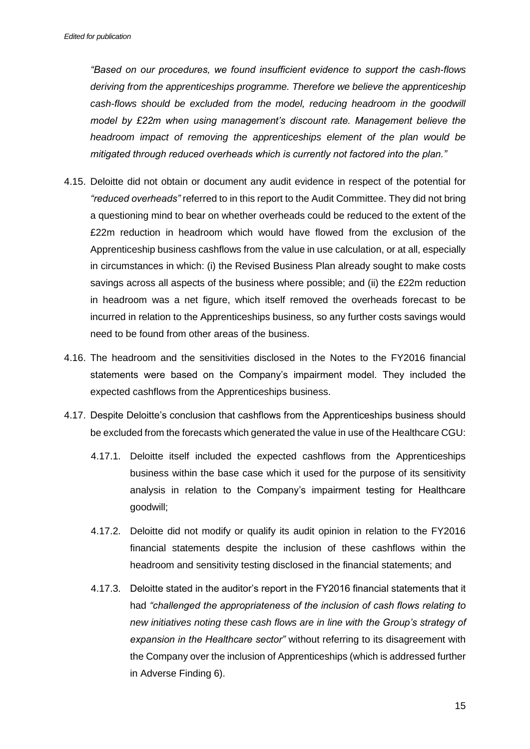*"Based on our procedures, we found insufficient evidence to support the cash-flows deriving from the apprenticeships programme. Therefore we believe the apprenticeship cash-flows should be excluded from the model, reducing headroom in the goodwill model by £22m when using management's discount rate. Management believe the headroom impact of removing the apprenticeships element of the plan would be mitigated through reduced overheads which is currently not factored into the plan."*

4.15. Deloitte did not obtain or document any audit evidence in respect of the potential for *"reduced overheads"* referred to in this report to the Audit Committee. They did not bring a questioning mind to bear on whether overheads could be reduced to the extent of the £22m reduction in headroom which would have flowed from the exclusion of the Apprenticeship business cashflows from the value in use calculation, or at all, especially in circumstances in which: (i) the Revised Business Plan already sought to make costs savings across all aspects of the business where possible; and (ii) the £22m reduction in headroom was a net figure, which itself removed the overheads forecast to be incurred in relation to the Apprenticeships business, so any further costs savings would need to be found from other areas of the business.

4.16. The headroom and the sensitivities disclosed in the Notes to the FY2016 financial statements were based on the Company's impairment model. They included the expected cashflows from the Apprenticeships business.

4.17. Despite Deloitte's conclusion that cashflows from the Apprenticeships business should be excluded from the forecasts which generated the value in use of the Healthcare CGU:

4.17.1. Deloitte itself included the expected cashflows from the Apprenticeships business within the base case which it used for the purpose of its sensitivity analysis in relation to the Company's impairment testing for Healthcare goodwill;

4.17.2. Deloitte did not modify or qualify its audit opinion in relation to the FY2016 financial statements despite the inclusion of these cashflows within the headroom and sensitivity testing disclosed in the financial statements; and

4.17.3. Deloitte stated in the auditor's report in the FY2016 financial statements that it had *"challenged the appropriateness of the inclusion of cash flows relating to new initiatives noting these cash flows are in line with the Group's strategy of expansion in the Healthcare sector"* without referring to its disagreement with the Company over the inclusion of Apprenticeships (which is addressed further in Adverse Finding 6).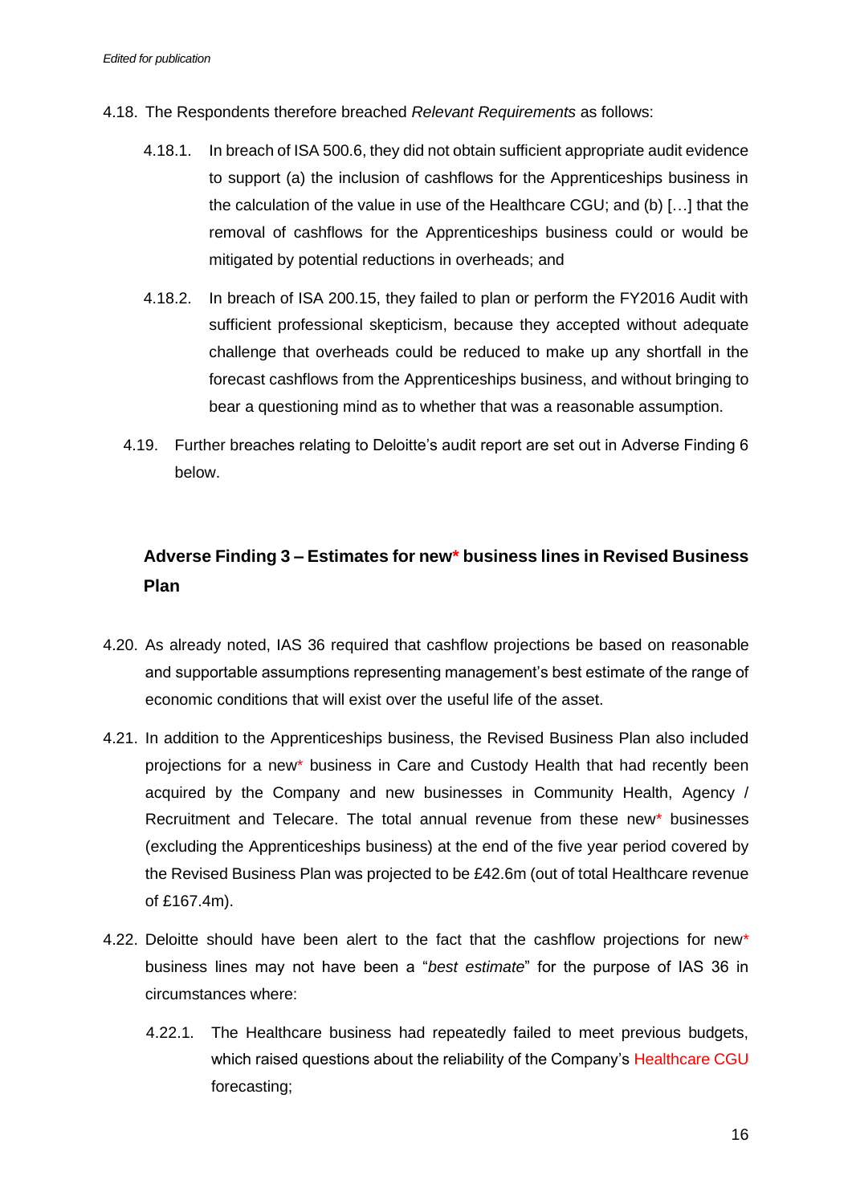4.18. The Respondents therefore breached *Relevant Requirements* as follows:

4.18.1. In breach of ISA 500.6, they did not obtain sufficient appropriate audit evidence to support (a) the inclusion of cashflows for the Apprenticeships business in the calculation of the value in use of the Healthcare CGU; and (b) […] that the removal of cashflows for the Apprenticeships business could or would be mitigated by potential reductions in overheads; and

4.18.2. In breach of ISA 200.15, they failed to plan or perform the FY2016 Audit with sufficient professional skepticism, because they accepted without adequate challenge that overheads could be reduced to make up any shortfall in the forecast cashflows from the Apprenticeships business, and without bringing to bear a questioning mind as to whether that was a reasonable assumption.

4.19. Further breaches relating to Deloitte's audit report are set out in Adverse Finding 6 below.

## Adverse Finding 3 – Estimates for new* business lines in Revised Business Plan

4.20. As already noted, IAS 36 required that cashflow projections be based on reasonable and supportable assumptions representing management's best estimate of the range of economic conditions that will exist over the useful life of the asset.

4.21. In addition to the Apprenticeships business, the Revised Business Plan also included projections for a new* business in Care and Custody Health that had recently been acquired by the Company and new businesses in Community Health, Agency / Recruitment and Telecare. The total annual revenue from these new* businesses (excluding the Apprenticeships business) at the end of the five year period covered by the Revised Business Plan was projected to be £42.6m (out of total Healthcare revenue of £167.4m).

4.22. Deloitte should have been alert to the fact that the cashflow projections for new* business lines may not have been a "*best estimate*" for the purpose of IAS 36 in circumstances where:

4.22.1. The Healthcare business had repeatedly failed to meet previous budgets, which raised questions about the reliability of the Company's Healthcare CGU forecasting;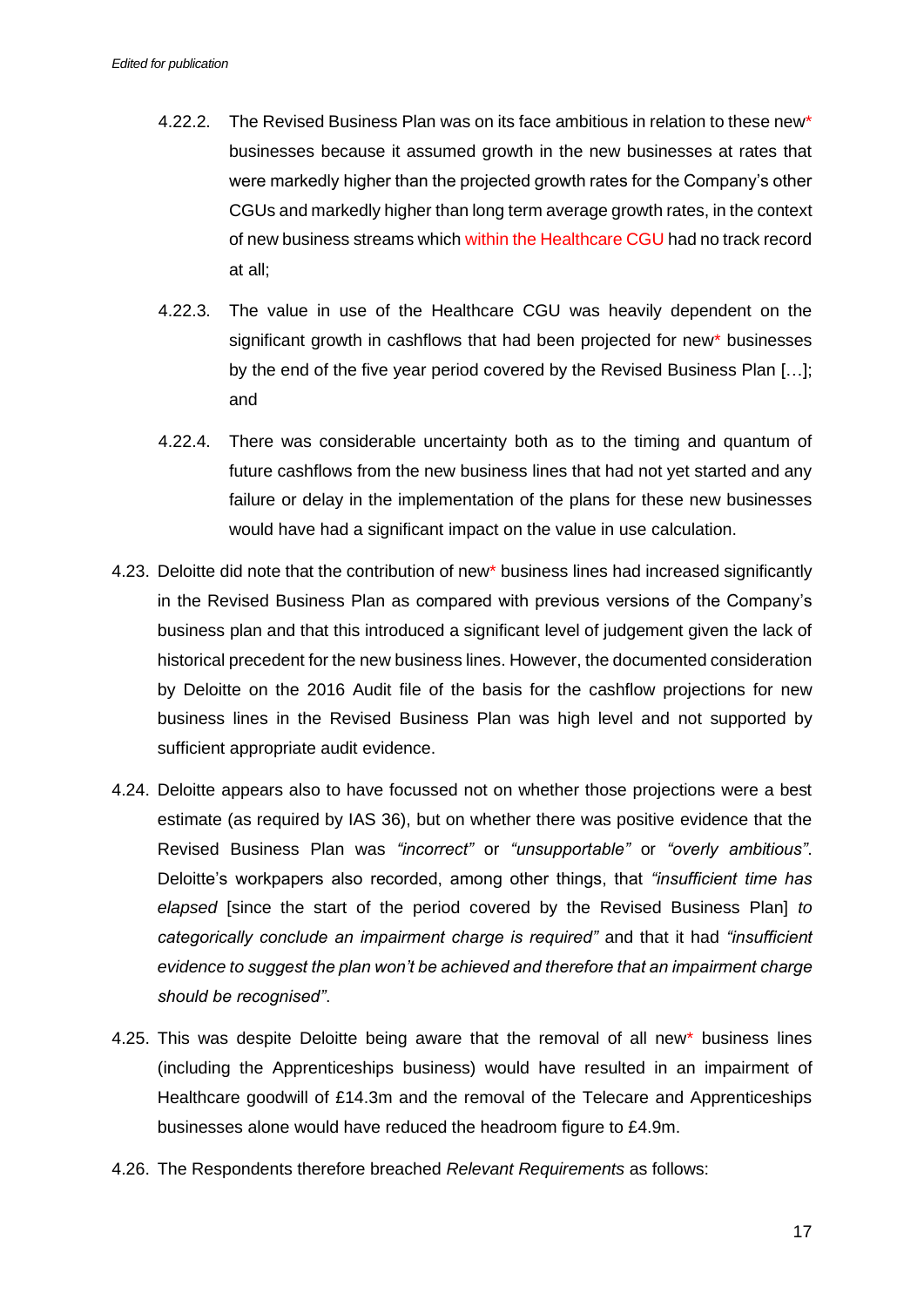4.22.2. The Revised Business Plan was on its face ambitious in relation to these new* businesses because it assumed growth in the new businesses at rates that were markedly higher than the projected growth rates for the Company's other CGUs and markedly higher than long term average growth rates, in the context of new business streams which within the Healthcare CGU had no track record at all;

4.22.3. The value in use of the Healthcare CGU was heavily dependent on the significant growth in cashflows that had been projected for new* businesses by the end of the five year period covered by the Revised Business Plan […]; and

4.22.4. There was considerable uncertainty both as to the timing and quantum of future cashflows from the new business lines that had not yet started and any failure or delay in the implementation of the plans for these new businesses would have had a significant impact on the value in use calculation.

4.23. Deloitte did note that the contribution of new* business lines had increased significantly in the Revised Business Plan as compared with previous versions of the Company's business plan and that this introduced a significant level of judgement given the lack of historical precedent for the new business lines. However, the documented consideration by Deloitte on the 2016 Audit file of the basis for the cashflow projections for new business lines in the Revised Business Plan was high level and not supported by sufficient appropriate audit evidence.

4.24. Deloitte appears also to have focussed not on whether those projections were a best estimate (as required by IAS 36), but on whether there was positive evidence that the Revised Business Plan was *"incorrect"* or *"unsupportable"* or *"overly ambitious"*. Deloitte's workpapers also recorded, among other things, that *"insufficient time has elapsed* [since the start of the period covered by the Revised Business Plan] *to categorically conclude an impairment charge is required"* and that it had *"insufficient evidence to suggest the plan won't be achieved and therefore that an impairment charge should be recognised"*.

4.25. This was despite Deloitte being aware that the removal of all new* business lines (including the Apprenticeships business) would have resulted in an impairment of Healthcare goodwill of £14.3m and the removal of the Telecare and Apprenticeships businesses alone would have reduced the headroom figure to £4.9m.

4.26. The Respondents therefore breached *Relevant Requirements* as follows: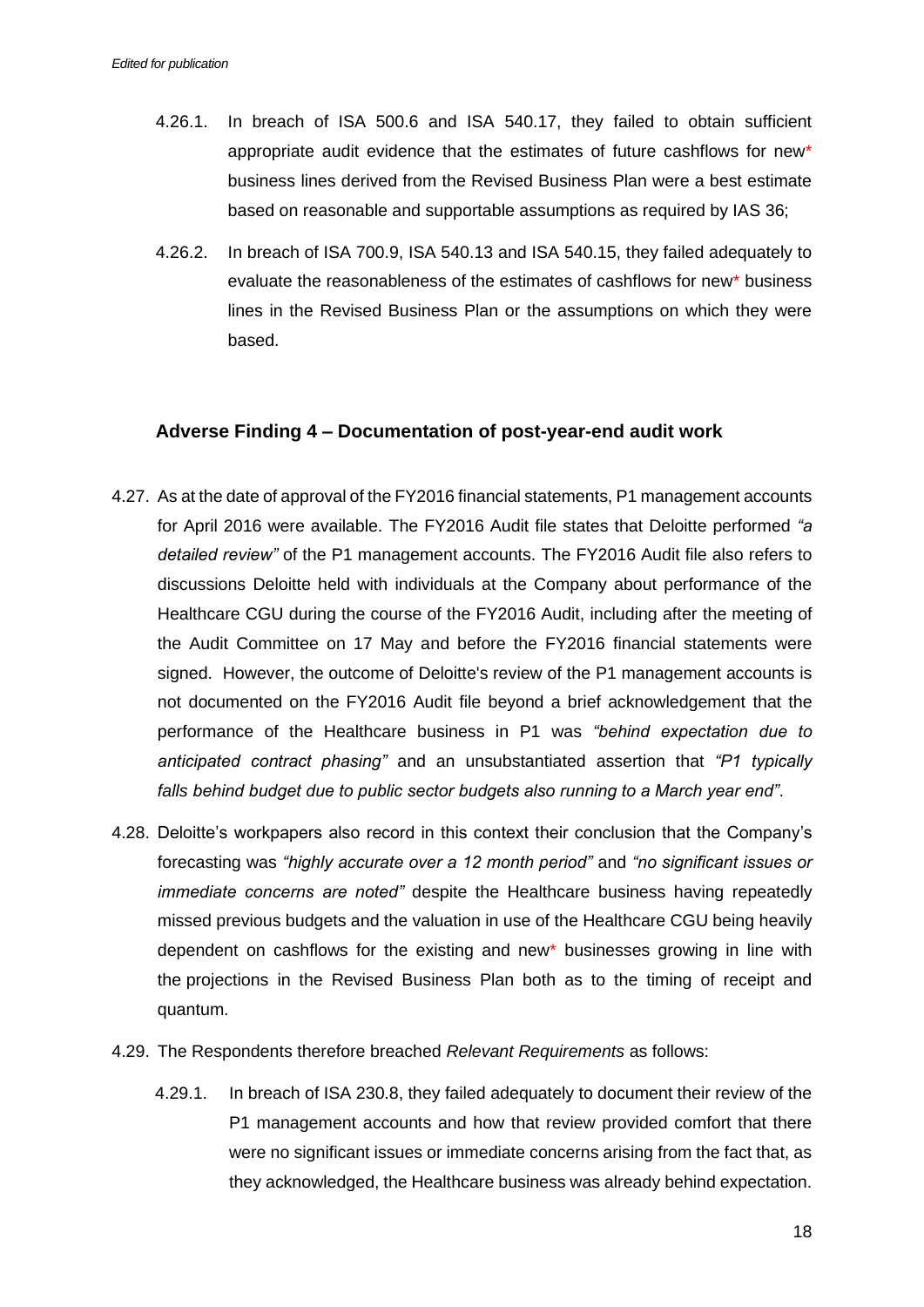4.26.1. In breach of ISA 500.6 and ISA 540.17, they failed to obtain sufficient appropriate audit evidence that the estimates of future cashflows for new* business lines derived from the Revised Business Plan were a best estimate based on reasonable and supportable assumptions as required by IAS 36;

4.26.2. In breach of ISA 700.9, ISA 540.13 and ISA 540.15, they failed adequately to evaluate the reasonableness of the estimates of cashflows for new* business lines in the Revised Business Plan or the assumptions on which they were based.

## Adverse Finding 4 – Documentation of post-year-end audit work

4.27. As at the date of approval of the FY2016 financial statements, P1 management accounts for April 2016 were available. The FY2016 Audit file states that Deloitte performed *"a detailed review"* of the P1 management accounts. The FY2016 Audit file also refers to discussions Deloitte held with individuals at the Company about performance of the Healthcare CGU during the course of the FY2016 Audit, including after the meeting of the Audit Committee on 17 May and before the FY2016 financial statements were signed. However, the outcome of Deloitte's review of the P1 management accounts is not documented on the FY2016 Audit file beyond a brief acknowledgement that the performance of the Healthcare business in P1 was *"behind expectation due to anticipated contract phasing"* and an unsubstantiated assertion that *"P1 typically falls behind budget due to public sector budgets also running to a March year end"*.

4.28. Deloitte's workpapers also record in this context their conclusion that the Company's forecasting was *"highly accurate over a 12 month period"* and *"no significant issues or immediate concerns are noted"* despite the Healthcare business having repeatedly missed previous budgets and the valuation in use of the Healthcare CGU being heavily dependent on cashflows for the existing and new* businesses growing in line with the projections in the Revised Business Plan both as to the timing of receipt and quantum.

4.29. The Respondents therefore breached *Relevant Requirements* as follows:

4.29.1. In breach of ISA 230.8, they failed adequately to document their review of the P1 management accounts and how that review provided comfort that there were no significant issues or immediate concerns arising from the fact that, as they acknowledged, the Healthcare business was already behind expectation.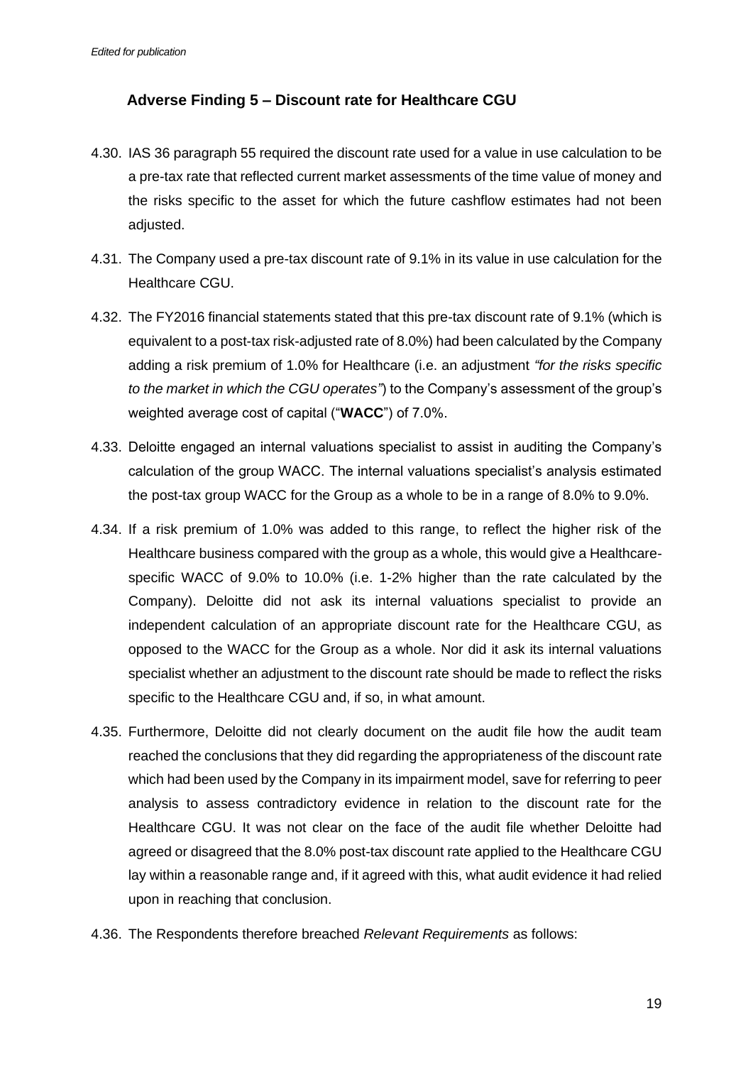*Edited for publication*

### Adverse Finding 5 – Discount rate for Healthcare CGU

4.30. IAS 36 paragraph 55 required the discount rate used for a value in use calculation to be a pre-tax rate that reflected current market assessments of the time value of money and the risks specific to the asset for which the future cashflow estimates had not been adjusted.

4.31. The Company used a pre-tax discount rate of 9.1% in its value in use calculation for the Healthcare CGU.

4.32. The FY2016 financial statements stated that this pre-tax discount rate of 9.1% (which is equivalent to a post-tax risk-adjusted rate of 8.0%) had been calculated by the Company adding a risk premium of 1.0% for Healthcare (i.e. an adjustment *"for the risks specific to the market in which the CGU operates"*) to the Company's assessment of the group's weighted average cost of capital ("**WACC**") of 7.0%.

4.33. Deloitte engaged an internal valuations specialist to assist in auditing the Company's calculation of the group WACC. The internal valuations specialist's analysis estimated the post-tax group WACC for the Group as a whole to be in a range of 8.0% to 9.0%.

4.34. If a risk premium of 1.0% was added to this range, to reflect the higher risk of the Healthcare business compared with the group as a whole, this would give a Healthcare-specific WACC of 9.0% to 10.0% (i.e. 1-2% higher than the rate calculated by the Company). Deloitte did not ask its internal valuations specialist to provide an independent calculation of an appropriate discount rate for the Healthcare CGU, as opposed to the WACC for the Group as a whole. Nor did it ask its internal valuations specialist whether an adjustment to the discount rate should be made to reflect the risks specific to the Healthcare CGU and, if so, in what amount.

4.35. Furthermore, Deloitte did not clearly document on the audit file how the audit team reached the conclusions that they did regarding the appropriateness of the discount rate which had been used by the Company in its impairment model, save for referring to peer analysis to assess contradictory evidence in relation to the discount rate for the Healthcare CGU. It was not clear on the face of the audit file whether Deloitte had agreed or disagreed that the 8.0% post-tax discount rate applied to the Healthcare CGU lay within a reasonable range and, if it agreed with this, what audit evidence it had relied upon in reaching that conclusion.

4.36. The Respondents therefore breached *Relevant Requirements* as follows: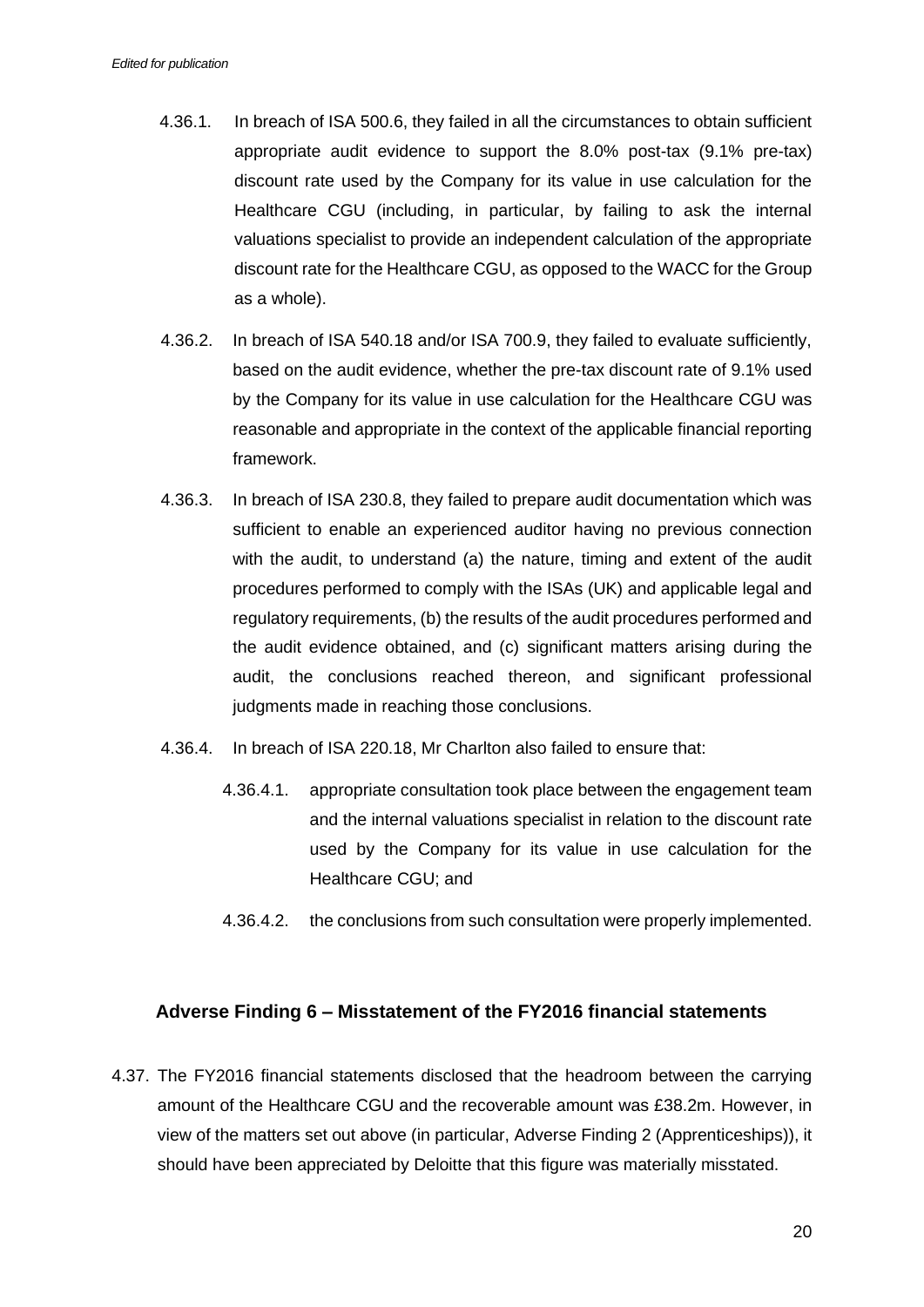4.36.1. In breach of ISA 500.6, they failed in all the circumstances to obtain sufficient appropriate audit evidence to support the 8.0% post-tax (9.1% pre-tax) discount rate used by the Company for its value in use calculation for the Healthcare CGU (including, in particular, by failing to ask the internal valuations specialist to provide an independent calculation of the appropriate discount rate for the Healthcare CGU, as opposed to the WACC for the Group as a whole).

4.36.2. In breach of ISA 540.18 and/or ISA 700.9, they failed to evaluate sufficiently, based on the audit evidence, whether the pre-tax discount rate of 9.1% used by the Company for its value in use calculation for the Healthcare CGU was reasonable and appropriate in the context of the applicable financial reporting framework.

4.36.3. In breach of ISA 230.8, they failed to prepare audit documentation which was sufficient to enable an experienced auditor having no previous connection with the audit, to understand (a) the nature, timing and extent of the audit procedures performed to comply with the ISAs (UK) and applicable legal and regulatory requirements, (b) the results of the audit procedures performed and the audit evidence obtained, and (c) significant matters arising during the audit, the conclusions reached thereon, and significant professional judgments made in reaching those conclusions.

4.36.4. In breach of ISA 220.18, Mr Charlton also failed to ensure that:

4.36.4.1. appropriate consultation took place between the engagement team and the internal valuations specialist in relation to the discount rate used by the Company for its value in use calculation for the Healthcare CGU; and

4.36.4.2. the conclusions from such consultation were properly implemented.

## Adverse Finding 6 – Misstatement of the FY2016 financial statements

4.37. The FY2016 financial statements disclosed that the headroom between the carrying amount of the Healthcare CGU and the recoverable amount was £38.2m. However, in view of the matters set out above (in particular, Adverse Finding 2 (Apprenticeships)), it should have been appreciated by Deloitte that this figure was materially misstated.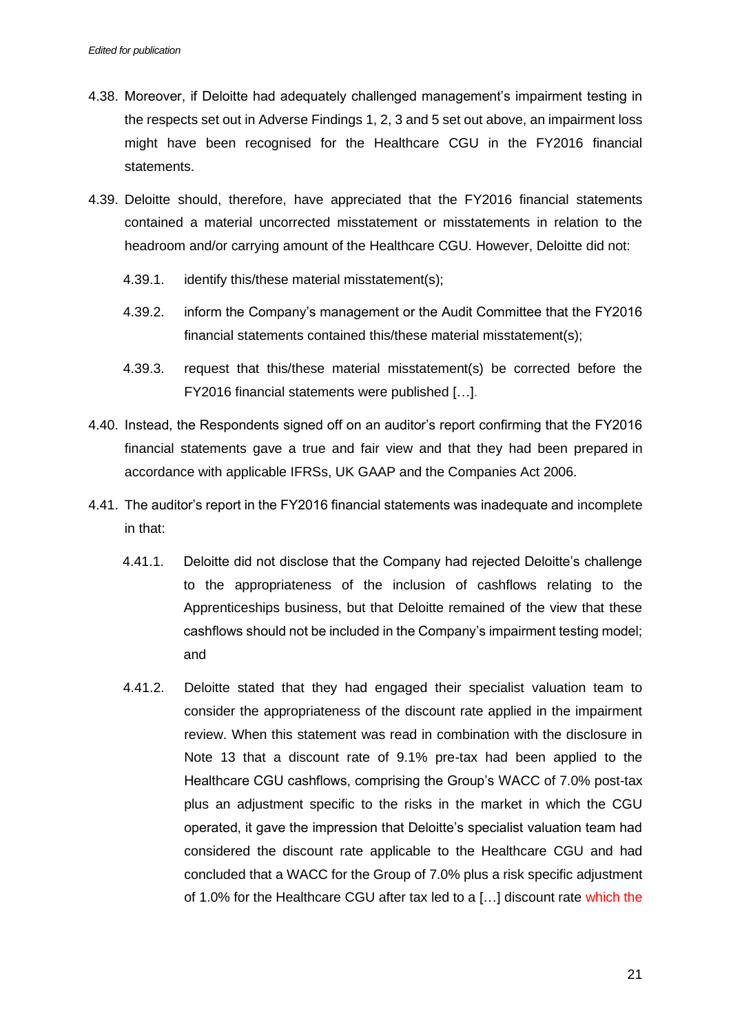*Edited for publication*

4.38. Moreover, if Deloitte had adequately challenged management's impairment testing in the respects set out in Adverse Findings 1, 2, 3 and 5 set out above, an impairment loss might have been recognised for the Healthcare CGU in the FY2016 financial statements.

4.39. Deloitte should, therefore, have appreciated that the FY2016 financial statements contained a material uncorrected misstatement or misstatements in relation to the headroom and/or carrying amount of the Healthcare CGU. However, Deloitte did not:

4.39.1. identify this/these material misstatement(s);

4.39.2. inform the Company's management or the Audit Committee that the FY2016 financial statements contained this/these material misstatement(s);

4.39.3. request that this/these material misstatement(s) be corrected before the FY2016 financial statements were published […].

4.40. Instead, the Respondents signed off on an auditor's report confirming that the FY2016 financial statements gave a true and fair view and that they had been prepared in accordance with applicable IFRSs, UK GAAP and the Companies Act 2006.

4.41. The auditor's report in the FY2016 financial statements was inadequate and incomplete in that:

4.41.1. Deloitte did not disclose that the Company had rejected Deloitte's challenge to the appropriateness of the inclusion of cashflows relating to the Apprenticeships business, but that Deloitte remained of the view that these cashflows should not be included in the Company's impairment testing model; and

4.41.2. Deloitte stated that they had engaged their specialist valuation team to consider the appropriateness of the discount rate applied in the impairment review. When this statement was read in combination with the disclosure in Note 13 that a discount rate of 9.1% pre-tax had been applied to the Healthcare CGU cashflows, comprising the Group's WACC of 7.0% post-tax plus an adjustment specific to the risks in the market in which the CGU operated, it gave the impression that Deloitte's specialist valuation team had considered the discount rate applicable to the Healthcare CGU and had concluded that a WACC for the Group of 7.0% plus a risk specific adjustment of 1.0% for the Healthcare CGU after tax led to a […] discount rate which the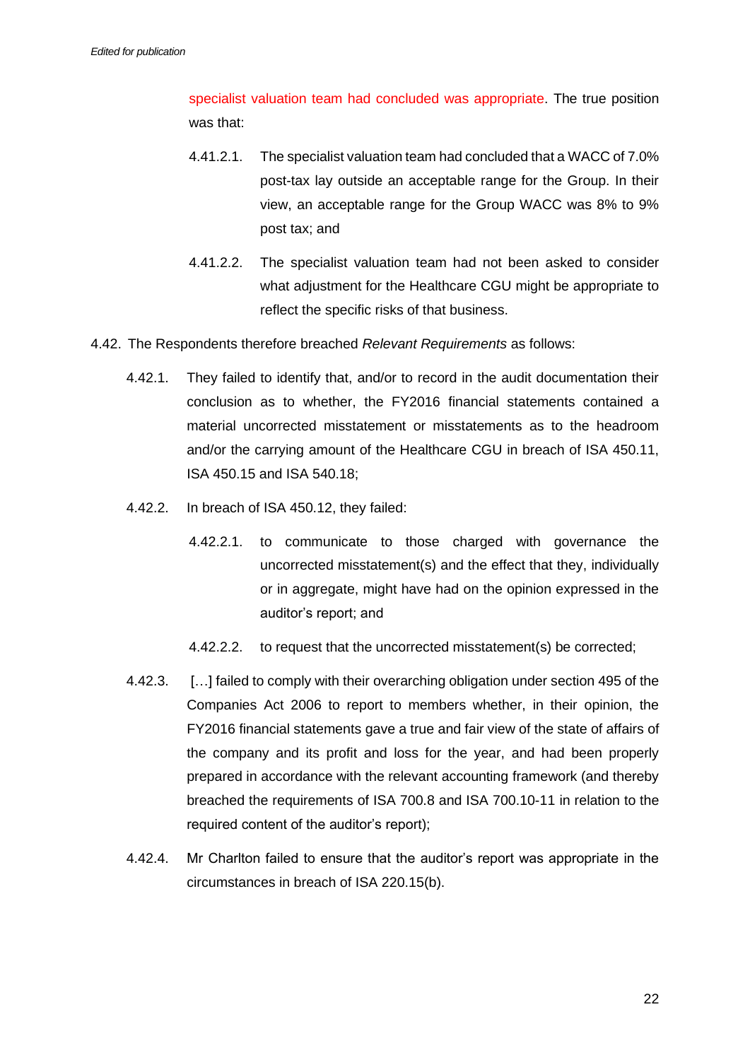specialist valuation team had concluded was appropriate. The true position was that:

4.41.2.1. The specialist valuation team had concluded that a WACC of 7.0% post-tax lay outside an acceptable range for the Group. In their view, an acceptable range for the Group WACC was 8% to 9% post tax; and

4.41.2.2. The specialist valuation team had not been asked to consider what adjustment for the Healthcare CGU might be appropriate to reflect the specific risks of that business.

4.42. The Respondents therefore breached *Relevant Requirements* as follows:

4.42.1. They failed to identify that, and/or to record in the audit documentation their conclusion as to whether, the FY2016 financial statements contained a material uncorrected misstatement or misstatements as to the headroom and/or the carrying amount of the Healthcare CGU in breach of ISA 450.11, ISA 450.15 and ISA 540.18;

4.42.2. In breach of ISA 450.12, they failed:

4.42.2.1. to communicate to those charged with governance the uncorrected misstatement(s) and the effect that they, individually or in aggregate, might have had on the opinion expressed in the auditor's report; and

4.42.2.2. to request that the uncorrected misstatement(s) be corrected;

4.42.3. […] failed to comply with their overarching obligation under section 495 of the Companies Act 2006 to report to members whether, in their opinion, the FY2016 financial statements gave a true and fair view of the state of affairs of the company and its profit and loss for the year, and had been properly prepared in accordance with the relevant accounting framework (and thereby breached the requirements of ISA 700.8 and ISA 700.10-11 in relation to the required content of the auditor's report);

4.42.4. Mr Charlton failed to ensure that the auditor's report was appropriate in the circumstances in breach of ISA 220.15(b).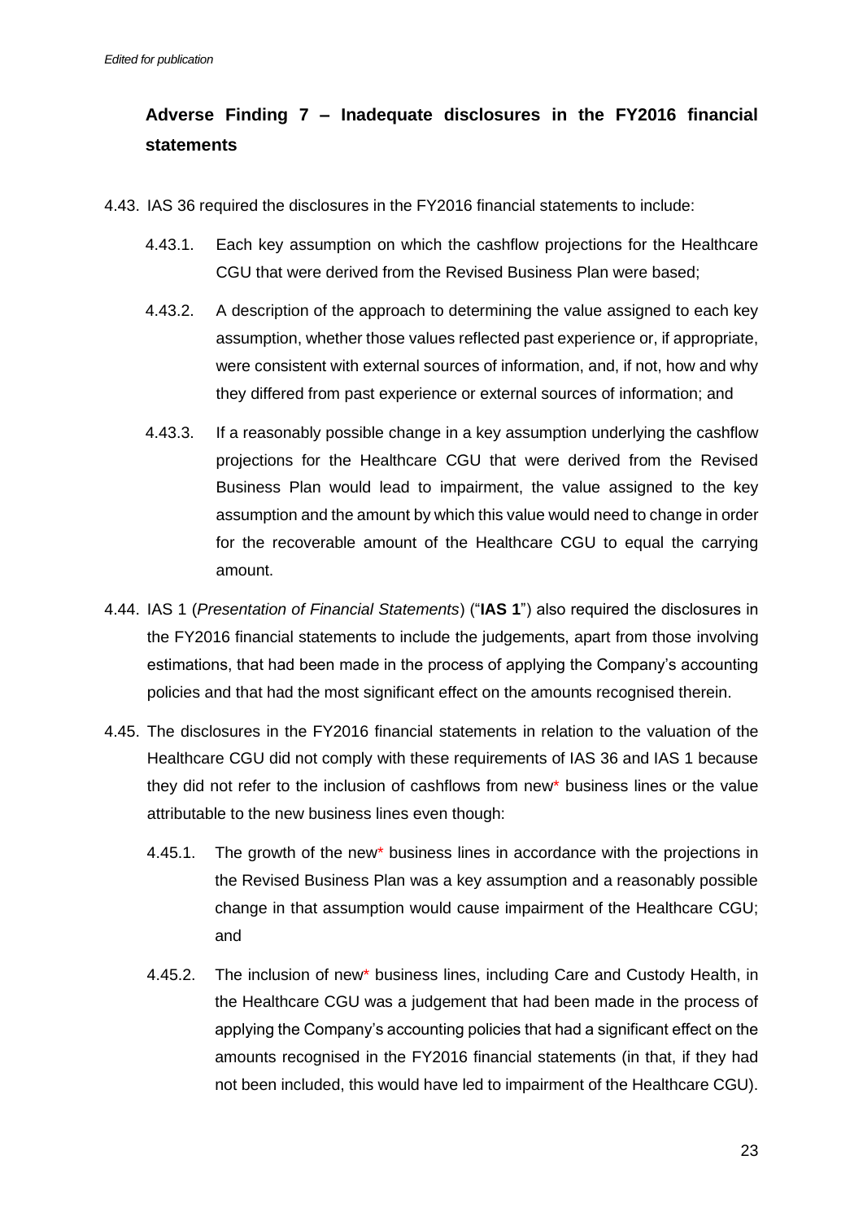## Adverse Finding 7 – Inadequate disclosures in the FY2016 financial statements

4.43. IAS 36 required the disclosures in the FY2016 financial statements to include:

4.43.1. Each key assumption on which the cashflow projections for the Healthcare CGU that were derived from the Revised Business Plan were based;

4.43.2. A description of the approach to determining the value assigned to each key assumption, whether those values reflected past experience or, if appropriate, were consistent with external sources of information, and, if not, how and why they differed from past experience or external sources of information; and

4.43.3. If a reasonably possible change in a key assumption underlying the cashflow projections for the Healthcare CGU that were derived from the Revised Business Plan would lead to impairment, the value assigned to the key assumption and the amount by which this value would need to change in order for the recoverable amount of the Healthcare CGU to equal the carrying amount.

4.44. IAS 1 (*Presentation of Financial Statements*) ("**IAS 1**") also required the disclosures in the FY2016 financial statements to include the judgements, apart from those involving estimations, that had been made in the process of applying the Company's accounting policies and that had the most significant effect on the amounts recognised therein.

4.45. The disclosures in the FY2016 financial statements in relation to the valuation of the Healthcare CGU did not comply with these requirements of IAS 36 and IAS 1 because they did not refer to the inclusion of cashflows from new* business lines or the value attributable to the new business lines even though:

4.45.1. The growth of the new* business lines in accordance with the projections in the Revised Business Plan was a key assumption and a reasonably possible change in that assumption would cause impairment of the Healthcare CGU; and

4.45.2. The inclusion of new* business lines, including Care and Custody Health, in the Healthcare CGU was a judgement that had been made in the process of applying the Company's accounting policies that had a significant effect on the amounts recognised in the FY2016 financial statements (in that, if they had not been included, this would have led to impairment of the Healthcare CGU).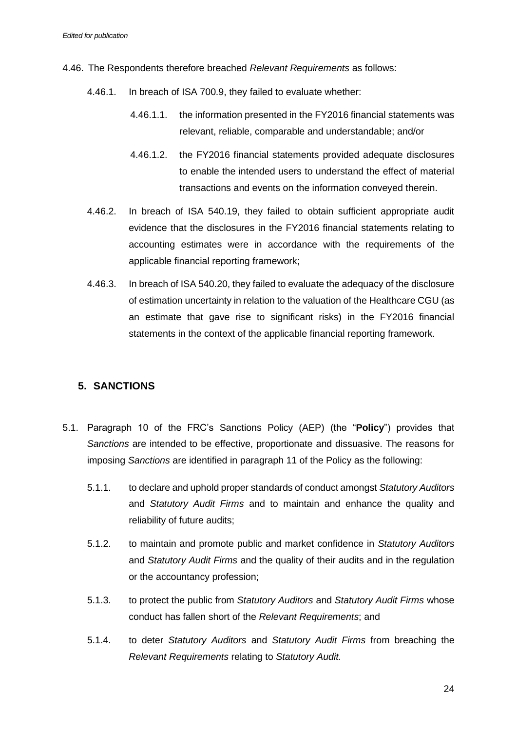4.46. The Respondents therefore breached *Relevant Requirements* as follows:

4.46.1. In breach of ISA 700.9, they failed to evaluate whether:

4.46.1.1. the information presented in the FY2016 financial statements was relevant, reliable, comparable and understandable; and/or

4.46.1.2. the FY2016 financial statements provided adequate disclosures to enable the intended users to understand the effect of material transactions and events on the information conveyed therein.

4.46.2. In breach of ISA 540.19, they failed to obtain sufficient appropriate audit evidence that the disclosures in the FY2016 financial statements relating to accounting estimates were in accordance with the requirements of the applicable financial reporting framework;

4.46.3. In breach of ISA 540.20, they failed to evaluate the adequacy of the disclosure of estimation uncertainty in relation to the valuation of the Healthcare CGU (as an estimate that gave rise to significant risks) in the FY2016 financial statements in the context of the applicable financial reporting framework.

## 5. SANCTIONS

5.1. Paragraph 10 of the FRC's Sanctions Policy (AEP) (the "**Policy**") provides that *Sanctions* are intended to be effective, proportionate and dissuasive. The reasons for imposing *Sanctions* are identified in paragraph 11 of the Policy as the following:

5.1.1. to declare and uphold proper standards of conduct amongst *Statutory Auditors* and *Statutory Audit Firms* and to maintain and enhance the quality and reliability of future audits;

5.1.2. to maintain and promote public and market confidence in *Statutory Auditors* and *Statutory Audit Firms* and the quality of their audits and in the regulation or the accountancy profession;

5.1.3. to protect the public from *Statutory Auditors* and *Statutory Audit Firms* whose conduct has fallen short of the *Relevant Requirements*; and

5.1.4. to deter *Statutory Auditors* and *Statutory Audit Firms* from breaching the *Relevant Requirements* relating to *Statutory Audit.*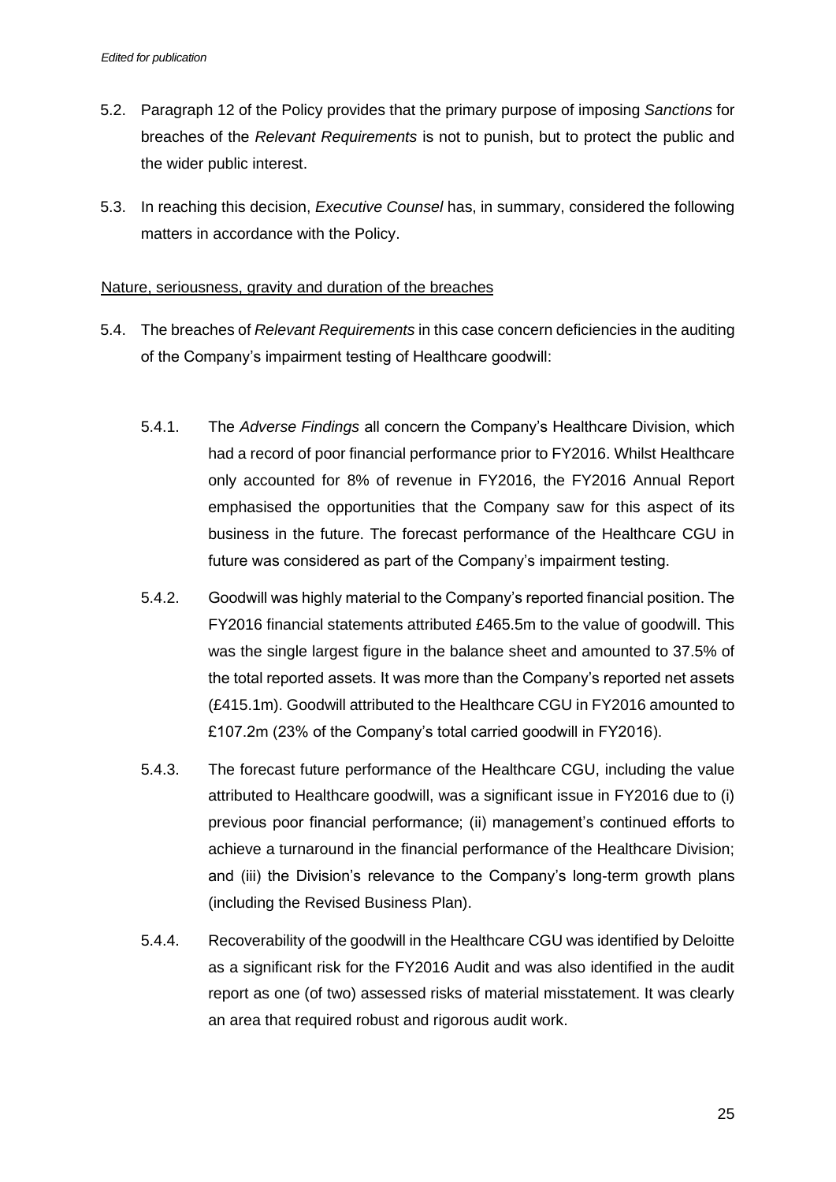5.2. Paragraph 12 of the Policy provides that the primary purpose of imposing *Sanctions* for breaches of the *Relevant Requirements* is not to punish, but to protect the public and the wider public interest.

5.3. In reaching this decision, *Executive Counsel* has, in summary, considered the following matters in accordance with the Policy.

<u>Nature, seriousness, gravity and duration of the breaches</u>

5.4. The breaches of *Relevant Requirements* in this case concern deficiencies in the auditing of the Company's impairment testing of Healthcare goodwill:

5.4.1. The *Adverse Findings* all concern the Company's Healthcare Division, which had a record of poor financial performance prior to FY2016. Whilst Healthcare only accounted for 8% of revenue in FY2016, the FY2016 Annual Report emphasised the opportunities that the Company saw for this aspect of its business in the future. The forecast performance of the Healthcare CGU in future was considered as part of the Company's impairment testing.

5.4.2. Goodwill was highly material to the Company's reported financial position. The FY2016 financial statements attributed £465.5m to the value of goodwill. This was the single largest figure in the balance sheet and amounted to 37.5% of the total reported assets. It was more than the Company's reported net assets (£415.1m). Goodwill attributed to the Healthcare CGU in FY2016 amounted to £107.2m (23% of the Company's total carried goodwill in FY2016).

5.4.3. The forecast future performance of the Healthcare CGU, including the value attributed to Healthcare goodwill, was a significant issue in FY2016 due to (i) previous poor financial performance; (ii) management's continued efforts to achieve a turnaround in the financial performance of the Healthcare Division; and (iii) the Division's relevance to the Company's long-term growth plans (including the Revised Business Plan).

5.4.4. Recoverability of the goodwill in the Healthcare CGU was identified by Deloitte as a significant risk for the FY2016 Audit and was also identified in the audit report as one (of two) assessed risks of material misstatement. It was clearly an area that required robust and rigorous audit work.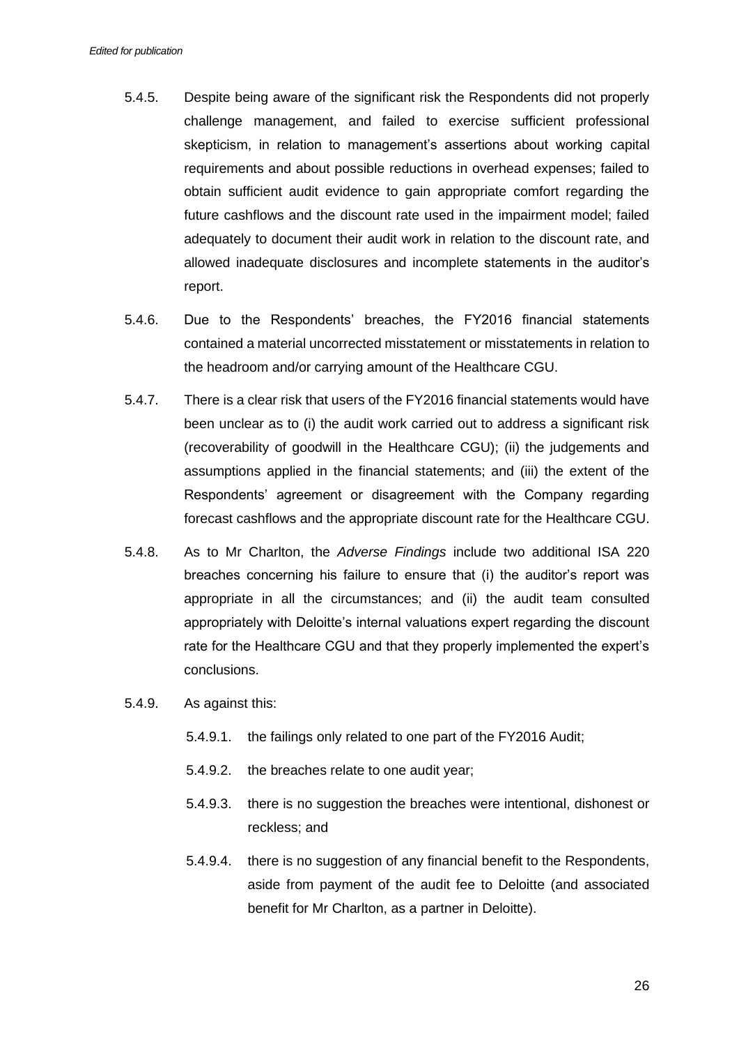5.4.5. Despite being aware of the significant risk the Respondents did not properly challenge management, and failed to exercise sufficient professional skepticism, in relation to management's assertions about working capital requirements and about possible reductions in overhead expenses; failed to obtain sufficient audit evidence to gain appropriate comfort regarding the future cashflows and the discount rate used in the impairment model; failed adequately to document their audit work in relation to the discount rate, and allowed inadequate disclosures and incomplete statements in the auditor's report.

5.4.6. Due to the Respondents' breaches, the FY2016 financial statements contained a material uncorrected misstatement or misstatements in relation to the headroom and/or carrying amount of the Healthcare CGU.

5.4.7. There is a clear risk that users of the FY2016 financial statements would have been unclear as to (i) the audit work carried out to address a significant risk (recoverability of goodwill in the Healthcare CGU); (ii) the judgements and assumptions applied in the financial statements; and (iii) the extent of the Respondents' agreement or disagreement with the Company regarding forecast cashflows and the appropriate discount rate for the Healthcare CGU.

5.4.8. As to Mr Charlton, the *Adverse Findings* include two additional ISA 220 breaches concerning his failure to ensure that (i) the auditor's report was appropriate in all the circumstances; and (ii) the audit team consulted appropriately with Deloitte's internal valuations expert regarding the discount rate for the Healthcare CGU and that they properly implemented the expert's conclusions.

5.4.9. As against this:

5.4.9.1. the failings only related to one part of the FY2016 Audit;

5.4.9.2. the breaches relate to one audit year;

5.4.9.3. there is no suggestion the breaches were intentional, dishonest or reckless; and

5.4.9.4. there is no suggestion of any financial benefit to the Respondents, aside from payment of the audit fee to Deloitte (and associated benefit for Mr Charlton, as a partner in Deloitte).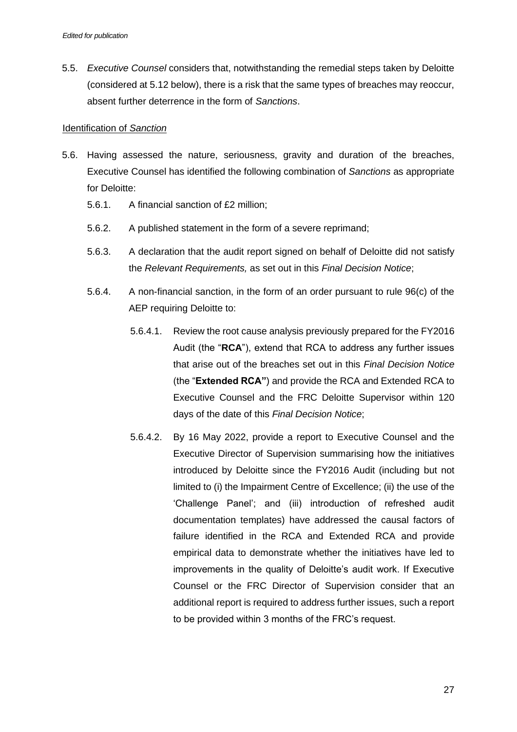*Edited for publication*

5.5. *Executive Counsel* considers that, notwithstanding the remedial steps taken by Deloitte (considered at 5.12 below), there is a risk that the same types of breaches may reoccur, absent further deterrence in the form of *Sanctions*.

Identification of *Sanction*

5.6. Having assessed the nature, seriousness, gravity and duration of the breaches, Executive Counsel has identified the following combination of *Sanctions* as appropriate for Deloitte:

5.6.1. A financial sanction of £2 million;

5.6.2. A published statement in the form of a severe reprimand;

5.6.3. A declaration that the audit report signed on behalf of Deloitte did not satisfy the *Relevant Requirements,* as set out in this *Final Decision Notice*;

5.6.4. A non-financial sanction, in the form of an order pursuant to rule 96(c) of the AEP requiring Deloitte to:

5.6.4.1. Review the root cause analysis previously prepared for the FY2016 Audit (the "**RCA**"), extend that RCA to address any further issues that arise out of the breaches set out in this *Final Decision Notice* (the "**Extended RCA"**) and provide the RCA and Extended RCA to Executive Counsel and the FRC Deloitte Supervisor within 120 days of the date of this *Final Decision Notice*;

5.6.4.2. By 16 May 2022, provide a report to Executive Counsel and the Executive Director of Supervision summarising how the initiatives introduced by Deloitte since the FY2016 Audit (including but not limited to (i) the Impairment Centre of Excellence; (ii) the use of the 'Challenge Panel'; and (iii) introduction of refreshed audit documentation templates) have addressed the causal factors of failure identified in the RCA and Extended RCA and provide empirical data to demonstrate whether the initiatives have led to improvements in the quality of Deloitte's audit work. If Executive Counsel or the FRC Director of Supervision consider that an additional report is required to address further issues, such a report to be provided within 3 months of the FRC's request.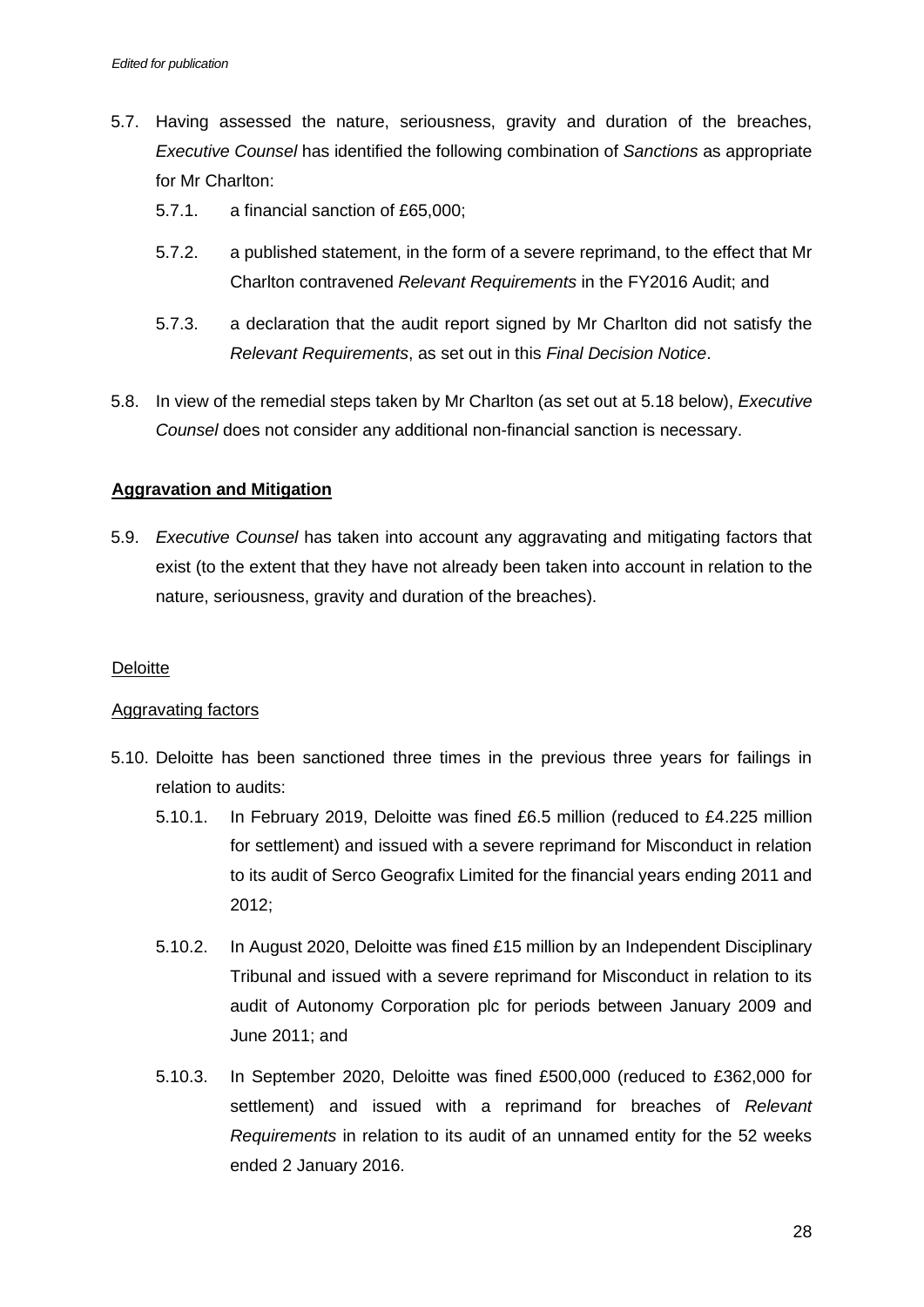5.7. Having assessed the nature, seriousness, gravity and duration of the breaches, *Executive Counsel* has identified the following combination of *Sanctions* as appropriate for Mr Charlton:

   5.7.1. a financial sanction of £65,000;

   5.7.2. a published statement, in the form of a severe reprimand, to the effect that Mr Charlton contravened *Relevant Requirements* in the FY2016 Audit; and

   5.7.3. a declaration that the audit report signed by Mr Charlton did not satisfy the *Relevant Requirements*, as set out in this *Final Decision Notice*.

5.8. In view of the remedial steps taken by Mr Charlton (as set out at 5.18 below), *Executive Counsel* does not consider any additional non-financial sanction is necessary.

**Aggravation and Mitigation**

5.9. *Executive Counsel* has taken into account any aggravating and mitigating factors that exist (to the extent that they have not already been taken into account in relation to the nature, seriousness, gravity and duration of the breaches).

Deloitte

Aggravating factors

5.10. Deloitte has been sanctioned three times in the previous three years for failings in relation to audits:

   5.10.1. In February 2019, Deloitte was fined £6.5 million (reduced to £4.225 million for settlement) and issued with a severe reprimand for Misconduct in relation to its audit of Serco Geografix Limited for the financial years ending 2011 and 2012;

   5.10.2. In August 2020, Deloitte was fined £15 million by an Independent Disciplinary Tribunal and issued with a severe reprimand for Misconduct in relation to its audit of Autonomy Corporation plc for periods between January 2009 and June 2011; and

   5.10.3. In September 2020, Deloitte was fined £500,000 (reduced to £362,000 for settlement) and issued with a reprimand for breaches of *Relevant Requirements* in relation to its audit of an unnamed entity for the 52 weeks ended 2 January 2016.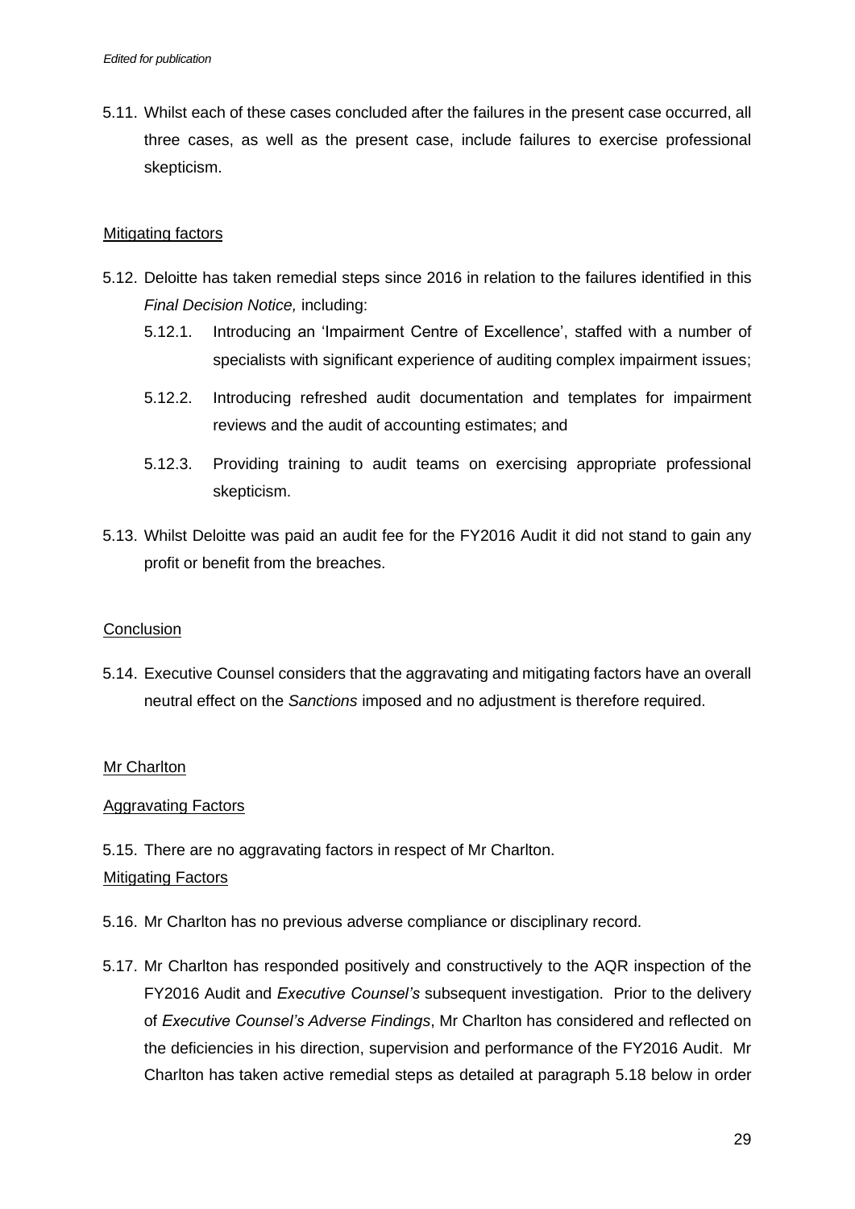5.11. Whilst each of these cases concluded after the failures in the present case occurred, all three cases, as well as the present case, include failures to exercise professional skepticism.

Mitigating factors

5.12. Deloitte has taken remedial steps since 2016 in relation to the failures identified in this *Final Decision Notice,* including:

5.12.1. Introducing an 'Impairment Centre of Excellence', staffed with a number of specialists with significant experience of auditing complex impairment issues;

5.12.2. Introducing refreshed audit documentation and templates for impairment reviews and the audit of accounting estimates; and

5.12.3. Providing training to audit teams on exercising appropriate professional skepticism.

5.13. Whilst Deloitte was paid an audit fee for the FY2016 Audit it did not stand to gain any profit or benefit from the breaches.

Conclusion

5.14. Executive Counsel considers that the aggravating and mitigating factors have an overall neutral effect on the *Sanctions* imposed and no adjustment is therefore required.

Mr Charlton

Aggravating Factors

5.15. There are no aggravating factors in respect of Mr Charlton.

Mitigating Factors

5.16. Mr Charlton has no previous adverse compliance or disciplinary record.

5.17. Mr Charlton has responded positively and constructively to the AQR inspection of the FY2016 Audit and *Executive Counsel's* subsequent investigation. Prior to the delivery of *Executive Counsel's Adverse Findings*, Mr Charlton has considered and reflected on the deficiencies in his direction, supervision and performance of the FY2016 Audit. Mr Charlton has taken active remedial steps as detailed at paragraph 5.18 below in order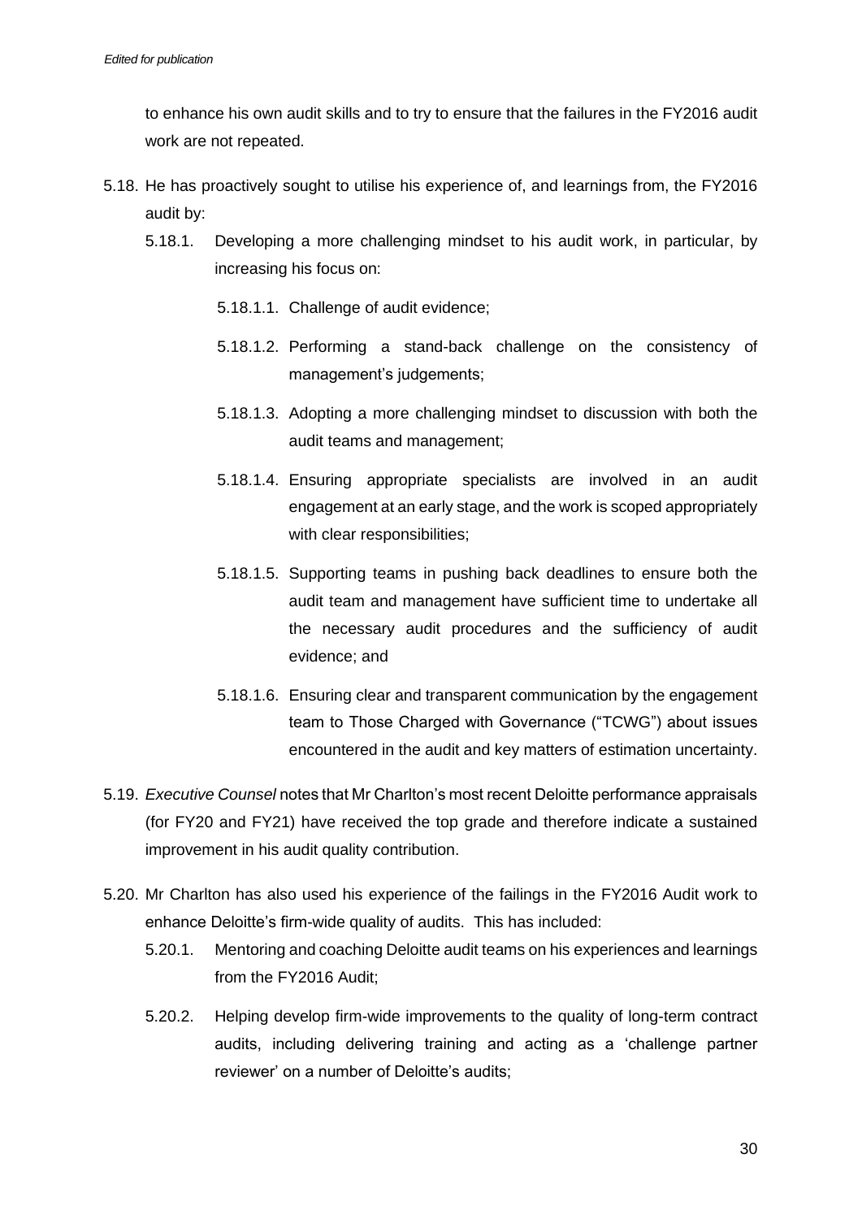to enhance his own audit skills and to try to ensure that the failures in the FY2016 audit work are not repeated.

5.18. He has proactively sought to utilise his experience of, and learnings from, the FY2016 audit by:

   5.18.1. Developing a more challenging mindset to his audit work, in particular, by increasing his focus on:

      5.18.1.1. Challenge of audit evidence;

      5.18.1.2. Performing a stand-back challenge on the consistency of management's judgements;

      5.18.1.3. Adopting a more challenging mindset to discussion with both the audit teams and management;

      5.18.1.4. Ensuring appropriate specialists are involved in an audit engagement at an early stage, and the work is scoped appropriately with clear responsibilities;

      5.18.1.5. Supporting teams in pushing back deadlines to ensure both the audit team and management have sufficient time to undertake all the necessary audit procedures and the sufficiency of audit evidence; and

      5.18.1.6. Ensuring clear and transparent communication by the engagement team to Those Charged with Governance ("TCWG") about issues encountered in the audit and key matters of estimation uncertainty.

5.19. *Executive Counsel* notes that Mr Charlton's most recent Deloitte performance appraisals (for FY20 and FY21) have received the top grade and therefore indicate a sustained improvement in his audit quality contribution.

5.20. Mr Charlton has also used his experience of the failings in the FY2016 Audit work to enhance Deloitte's firm-wide quality of audits. This has included:

   5.20.1. Mentoring and coaching Deloitte audit teams on his experiences and learnings from the FY2016 Audit;

   5.20.2. Helping develop firm-wide improvements to the quality of long-term contract audits, including delivering training and acting as a 'challenge partner reviewer' on a number of Deloitte's audits;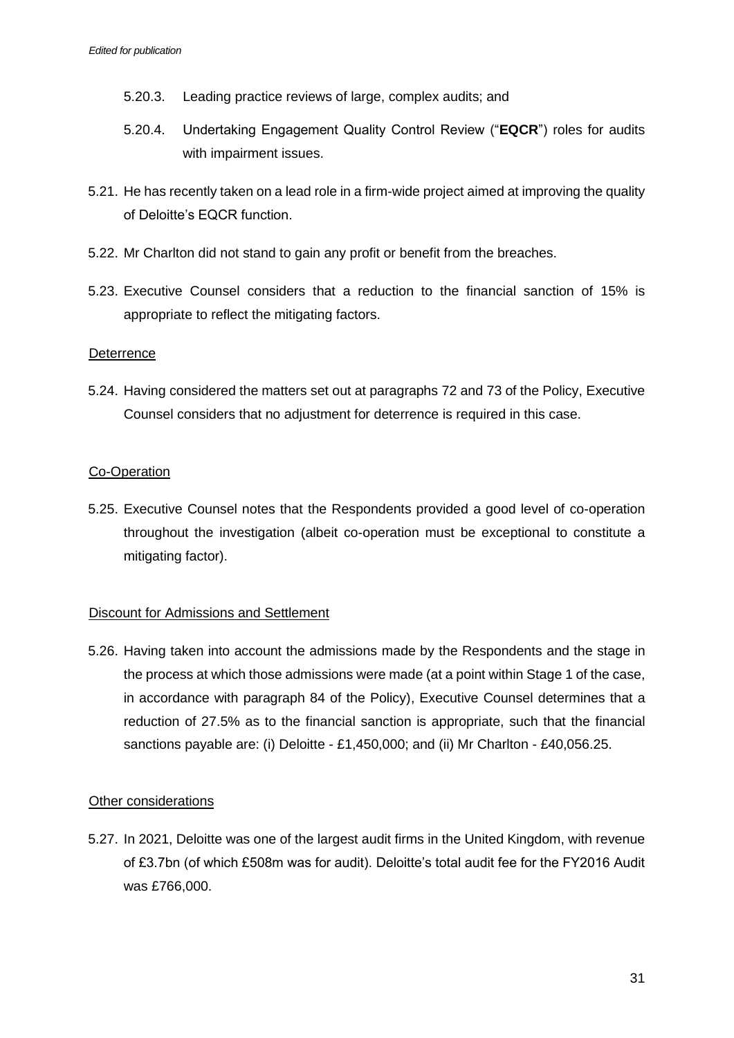5.20.3. Leading practice reviews of large, complex audits; and

5.20.4. Undertaking Engagement Quality Control Review ("**EQCR**") roles for audits with impairment issues.

5.21. He has recently taken on a lead role in a firm-wide project aimed at improving the quality of Deloitte's EQCR function.

5.22. Mr Charlton did not stand to gain any profit or benefit from the breaches.

5.23. Executive Counsel considers that a reduction to the financial sanction of 15% is appropriate to reflect the mitigating factors.

Deterrence

5.24. Having considered the matters set out at paragraphs 72 and 73 of the Policy, Executive Counsel considers that no adjustment for deterrence is required in this case.

Co-Operation

5.25. Executive Counsel notes that the Respondents provided a good level of co-operation throughout the investigation (albeit co-operation must be exceptional to constitute a mitigating factor).

Discount for Admissions and Settlement

5.26. Having taken into account the admissions made by the Respondents and the stage in the process at which those admissions were made (at a point within Stage 1 of the case, in accordance with paragraph 84 of the Policy), Executive Counsel determines that a reduction of 27.5% as to the financial sanction is appropriate, such that the financial sanctions payable are: (i) Deloitte - £1,450,000; and (ii) Mr Charlton - £40,056.25.

Other considerations

5.27. In 2021, Deloitte was one of the largest audit firms in the United Kingdom, with revenue of £3.7bn (of which £508m was for audit). Deloitte's total audit fee for the FY2016 Audit was £766,000.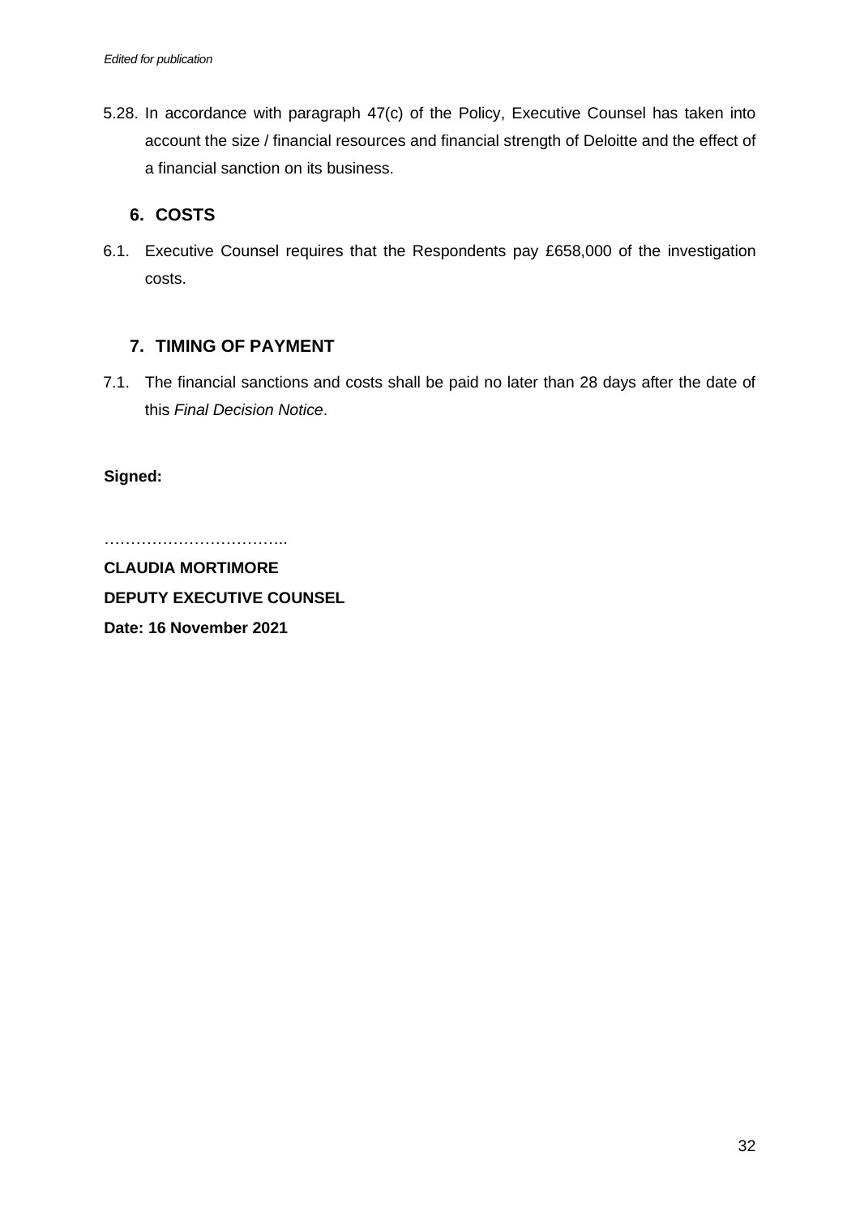5.28. In accordance with paragraph 47(c) of the Policy, Executive Counsel has taken into account the size / financial resources and financial strength of Deloitte and the effect of a financial sanction on its business.

## 6. COSTS

6.1. Executive Counsel requires that the Respondents pay £658,000 of the investigation costs.

## 7. TIMING OF PAYMENT

7.1. The financial sanctions and costs shall be paid no later than 28 days after the date of this *Final Decision Notice*.

**Signed:**

……………………………..

**CLAUDIA MORTIMORE**

**DEPUTY EXECUTIVE COUNSEL**

**Date: 16 November 2021**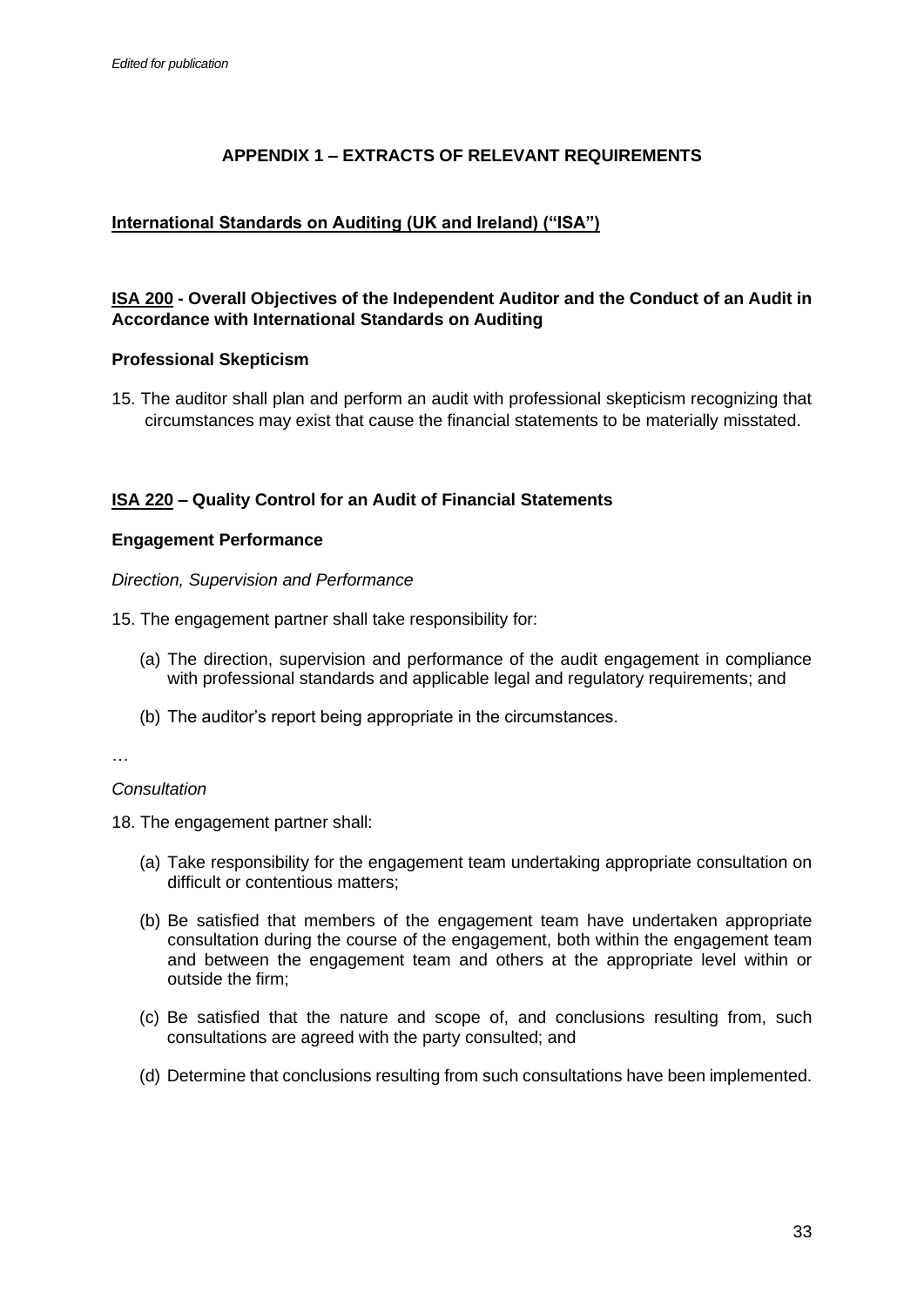*Edited for publication*

## APPENDIX 1 – EXTRACTS OF RELEVANT REQUIREMENTS

### International Standards on Auditing (UK and Ireland) ("ISA")

### ISA 200 - Overall Objectives of the Independent Auditor and the Conduct of an Audit in Accordance with International Standards on Auditing

**Professional Skepticism**

15. The auditor shall plan and perform an audit with professional skepticism recognizing that circumstances may exist that cause the financial statements to be materially misstated.

### ISA 220 – Quality Control for an Audit of Financial Statements

**Engagement Performance**

*Direction, Supervision and Performance*

15. The engagement partner shall take responsibility for:

    (a) The direction, supervision and performance of the audit engagement in compliance with professional standards and applicable legal and regulatory requirements; and

    (b) The auditor's report being appropriate in the circumstances.

…

*Consultation*

18. The engagement partner shall:

    (a) Take responsibility for the engagement team undertaking appropriate consultation on difficult or contentious matters;

    (b) Be satisfied that members of the engagement team have undertaken appropriate consultation during the course of the engagement, both within the engagement team and between the engagement team and others at the appropriate level within or outside the firm;

    (c) Be satisfied that the nature and scope of, and conclusions resulting from, such consultations are agreed with the party consulted; and

    (d) Determine that conclusions resulting from such consultations have been implemented.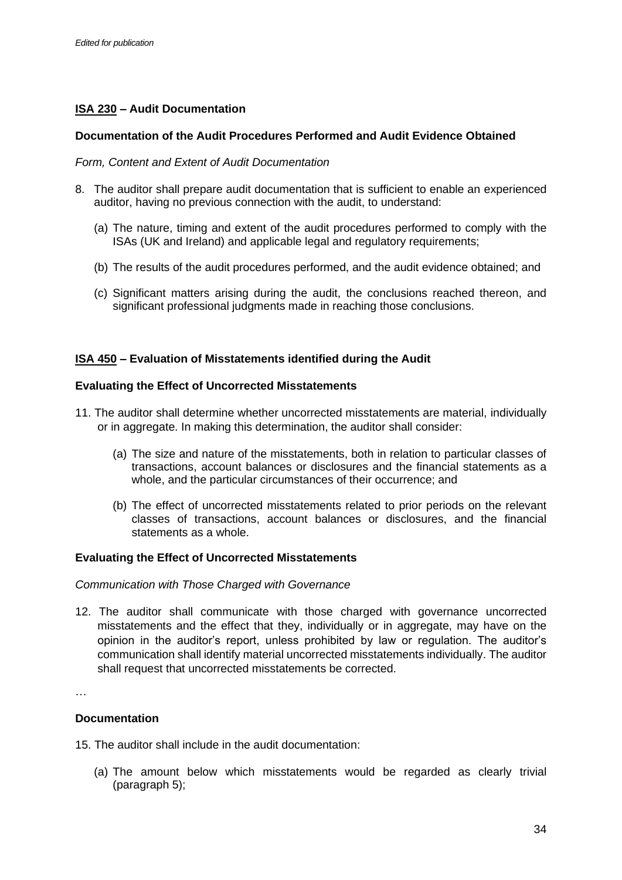*Edited for publication*

## <u>ISA 230</u> – Audit Documentation

### Documentation of the Audit Procedures Performed and Audit Evidence Obtained

*Form, Content and Extent of Audit Documentation*

8. The auditor shall prepare audit documentation that is sufficient to enable an experienced auditor, having no previous connection with the audit, to understand:

   (a) The nature, timing and extent of the audit procedures performed to comply with the ISAs (UK and Ireland) and applicable legal and regulatory requirements;

   (b) The results of the audit procedures performed, and the audit evidence obtained; and

   (c) Significant matters arising during the audit, the conclusions reached thereon, and significant professional judgments made in reaching those conclusions.

## <u>ISA 450</u> – Evaluation of Misstatements identified during the Audit

### Evaluating the Effect of Uncorrected Misstatements

11. The auditor shall determine whether uncorrected misstatements are material, individually or in aggregate. In making this determination, the auditor shall consider:

    (a) The size and nature of the misstatements, both in relation to particular classes of transactions, account balances or disclosures and the financial statements as a whole, and the particular circumstances of their occurrence; and

    (b) The effect of uncorrected misstatements related to prior periods on the relevant classes of transactions, account balances or disclosures, and the financial statements as a whole.

### Evaluating the Effect of Uncorrected Misstatements

*Communication with Those Charged with Governance*

12. The auditor shall communicate with those charged with governance uncorrected misstatements and the effect that they, individually or in aggregate, may have on the opinion in the auditor's report, unless prohibited by law or regulation. The auditor's communication shall identify material uncorrected misstatements individually. The auditor shall request that uncorrected misstatements be corrected.

…

### Documentation

15. The auditor shall include in the audit documentation:

    (a) The amount below which misstatements would be regarded as clearly trivial (paragraph 5);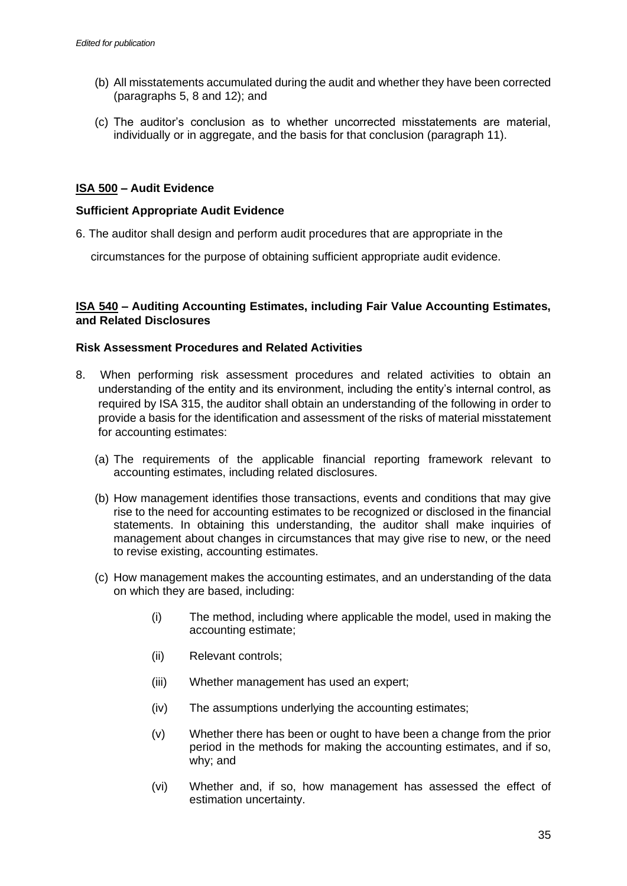(b) All misstatements accumulated during the audit and whether they have been corrected (paragraphs 5, 8 and 12); and

(c) The auditor's conclusion as to whether uncorrected misstatements are material, individually or in aggregate, and the basis for that conclusion (paragraph 11).

## ISA 500 – Audit Evidence

### Sufficient Appropriate Audit Evidence

6. The auditor shall design and perform audit procedures that are appropriate in the circumstances for the purpose of obtaining sufficient appropriate audit evidence.

## ISA 540 – Auditing Accounting Estimates, including Fair Value Accounting Estimates, and Related Disclosures

### Risk Assessment Procedures and Related Activities

8. When performing risk assessment procedures and related activities to obtain an understanding of the entity and its environment, including the entity's internal control, as required by ISA 315, the auditor shall obtain an understanding of the following in order to provide a basis for the identification and assessment of the risks of material misstatement for accounting estimates:

   (a) The requirements of the applicable financial reporting framework relevant to accounting estimates, including related disclosures.

   (b) How management identifies those transactions, events and conditions that may give rise to the need for accounting estimates to be recognized or disclosed in the financial statements. In obtaining this understanding, the auditor shall make inquiries of management about changes in circumstances that may give rise to new, or the need to revise existing, accounting estimates.

   (c) How management makes the accounting estimates, and an understanding of the data on which they are based, including:

      (i) The method, including where applicable the model, used in making the accounting estimate;

      (ii) Relevant controls;

      (iii) Whether management has used an expert;

      (iv) The assumptions underlying the accounting estimates;

      (v) Whether there has been or ought to have been a change from the prior period in the methods for making the accounting estimates, and if so, why; and

      (vi) Whether and, if so, how management has assessed the effect of estimation uncertainty.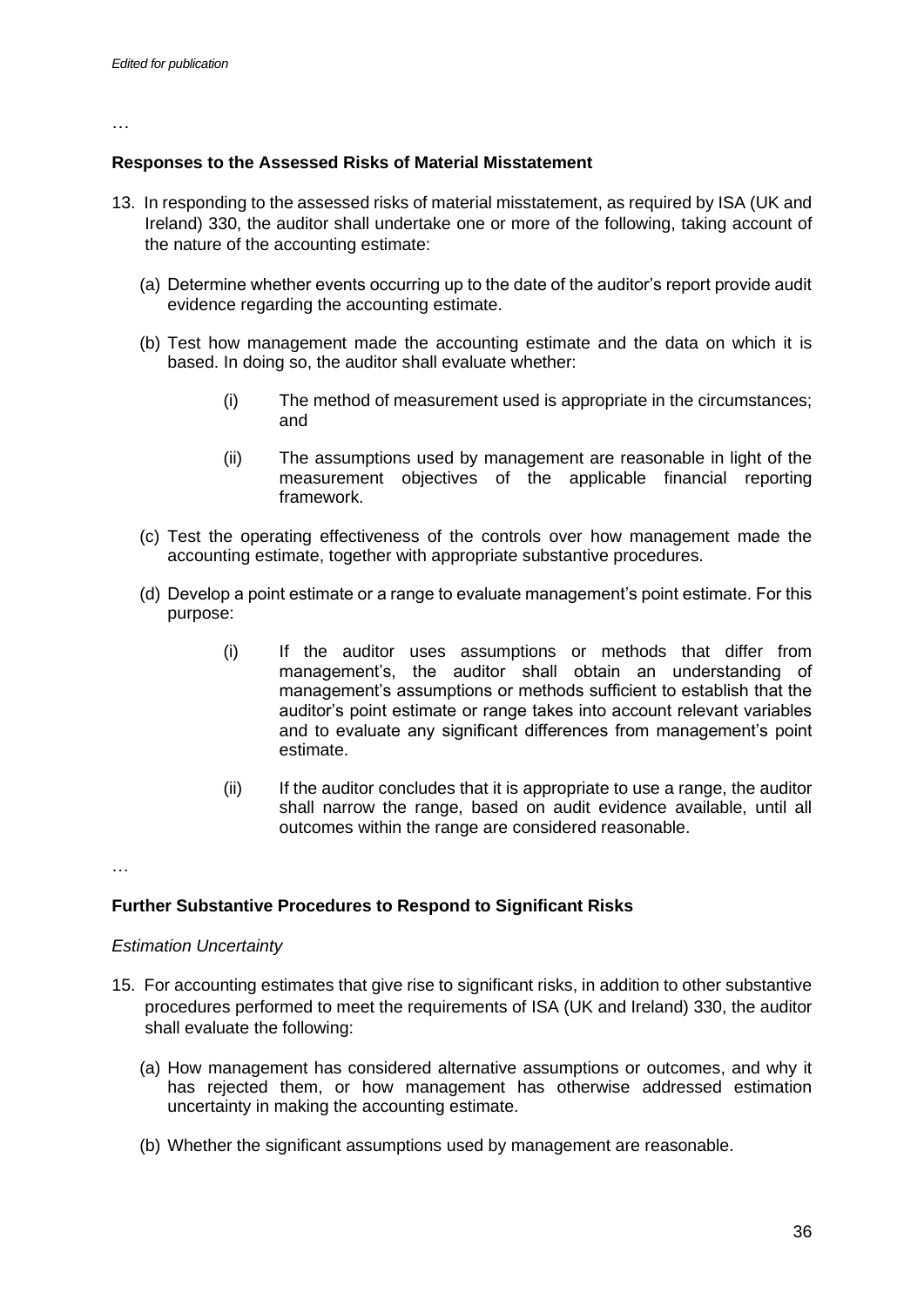*Edited for publication*

…

**Responses to the Assessed Risks of Material Misstatement**

13. In responding to the assessed risks of material misstatement, as required by ISA (UK and Ireland) 330, the auditor shall undertake one or more of the following, taking account of the nature of the accounting estimate:

    (a) Determine whether events occurring up to the date of the auditor's report provide audit evidence regarding the accounting estimate.

    (b) Test how management made the accounting estimate and the data on which it is based. In doing so, the auditor shall evaluate whether:

    - (i) The method of measurement used is appropriate in the circumstances; and
    - (ii) The assumptions used by management are reasonable in light of the measurement objectives of the applicable financial reporting framework.

    (c) Test the operating effectiveness of the controls over how management made the accounting estimate, together with appropriate substantive procedures.

    (d) Develop a point estimate or a range to evaluate management's point estimate. For this purpose:

    - (i) If the auditor uses assumptions or methods that differ from management's, the auditor shall obtain an understanding of management's assumptions or methods sufficient to establish that the auditor's point estimate or range takes into account relevant variables and to evaluate any significant differences from management's point estimate.
    - (ii) If the auditor concludes that it is appropriate to use a range, the auditor shall narrow the range, based on audit evidence available, until all outcomes within the range are considered reasonable.

…

**Further Substantive Procedures to Respond to Significant Risks**

*Estimation Uncertainty*

15. For accounting estimates that give rise to significant risks, in addition to other substantive procedures performed to meet the requirements of ISA (UK and Ireland) 330, the auditor shall evaluate the following:

    (a) How management has considered alternative assumptions or outcomes, and why it has rejected them, or how management has otherwise addressed estimation uncertainty in making the accounting estimate.

    (b) Whether the significant assumptions used by management are reasonable.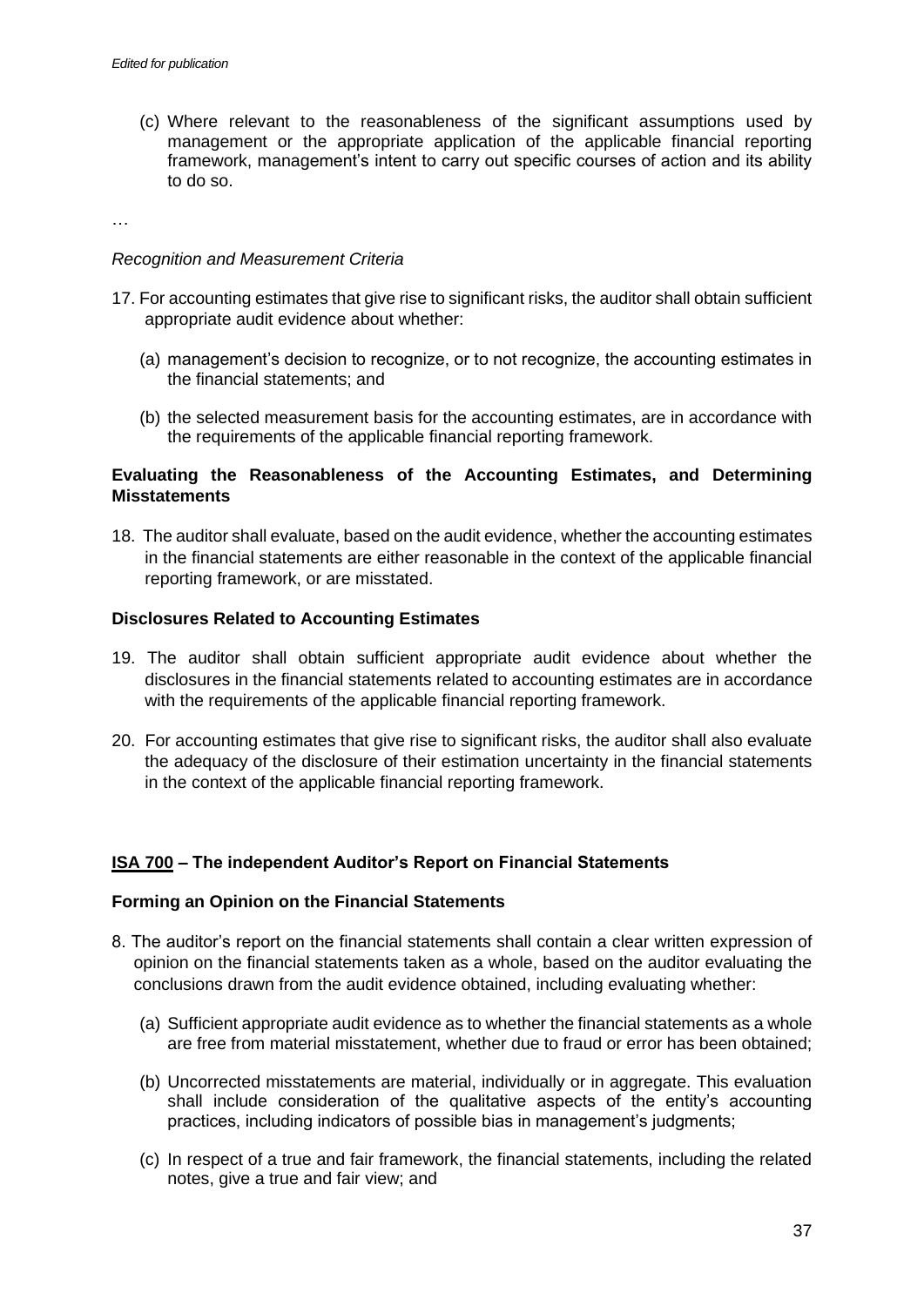(c) Where relevant to the reasonableness of the significant assumptions used by management or the appropriate application of the applicable financial reporting framework, management's intent to carry out specific courses of action and its ability to do so.

…

*Recognition and Measurement Criteria*

17. For accounting estimates that give rise to significant risks, the auditor shall obtain sufficient appropriate audit evidence about whether:

    (a) management's decision to recognize, or to not recognize, the accounting estimates in the financial statements; and

    (b) the selected measurement basis for the accounting estimates, are in accordance with the requirements of the applicable financial reporting framework.

**Evaluating the Reasonableness of the Accounting Estimates, and Determining Misstatements**

18. The auditor shall evaluate, based on the audit evidence, whether the accounting estimates in the financial statements are either reasonable in the context of the applicable financial reporting framework, or are misstated.

**Disclosures Related to Accounting Estimates**

19. The auditor shall obtain sufficient appropriate audit evidence about whether the disclosures in the financial statements related to accounting estimates are in accordance with the requirements of the applicable financial reporting framework.

20. For accounting estimates that give rise to significant risks, the auditor shall also evaluate the adequacy of the disclosure of their estimation uncertainty in the financial statements in the context of the applicable financial reporting framework.

## ISA 700 – The independent Auditor's Report on Financial Statements

**Forming an Opinion on the Financial Statements**

8. The auditor's report on the financial statements shall contain a clear written expression of opinion on the financial statements taken as a whole, based on the auditor evaluating the conclusions drawn from the audit evidence obtained, including evaluating whether:

    (a) Sufficient appropriate audit evidence as to whether the financial statements as a whole are free from material misstatement, whether due to fraud or error has been obtained;

    (b) Uncorrected misstatements are material, individually or in aggregate. This evaluation shall include consideration of the qualitative aspects of the entity's accounting practices, including indicators of possible bias in management's judgments;

    (c) In respect of a true and fair framework, the financial statements, including the related notes, give a true and fair view; and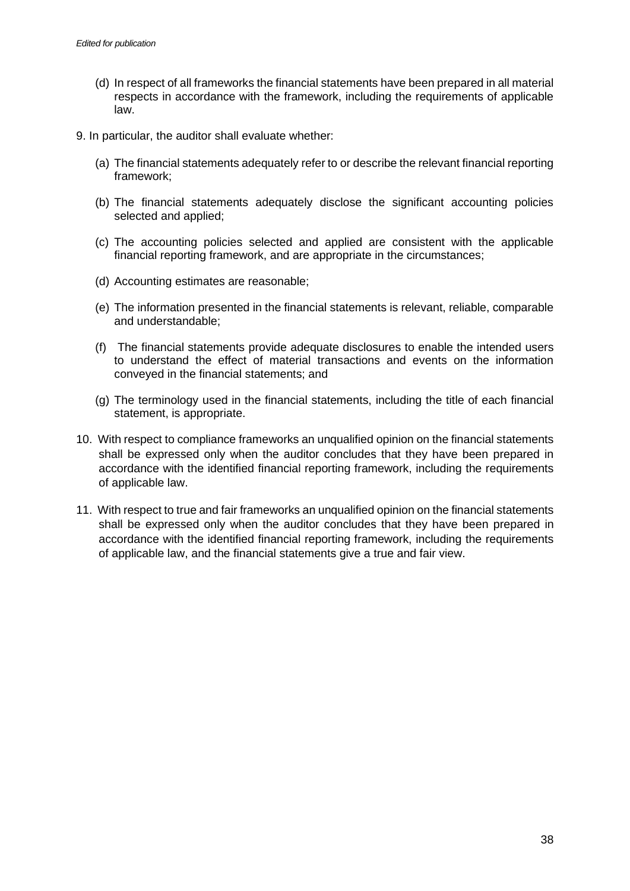(d) In respect of all frameworks the financial statements have been prepared in all material respects in accordance with the framework, including the requirements of applicable law.

9. In particular, the auditor shall evaluate whether:

   (a) The financial statements adequately refer to or describe the relevant financial reporting framework;

   (b) The financial statements adequately disclose the significant accounting policies selected and applied;

   (c) The accounting policies selected and applied are consistent with the applicable financial reporting framework, and are appropriate in the circumstances;

   (d) Accounting estimates are reasonable;

   (e) The information presented in the financial statements is relevant, reliable, comparable and understandable;

   (f) The financial statements provide adequate disclosures to enable the intended users to understand the effect of material transactions and events on the information conveyed in the financial statements; and

   (g) The terminology used in the financial statements, including the title of each financial statement, is appropriate.

10. With respect to compliance frameworks an unqualified opinion on the financial statements shall be expressed only when the auditor concludes that they have been prepared in accordance with the identified financial reporting framework, including the requirements of applicable law.

11. With respect to true and fair frameworks an unqualified opinion on the financial statements shall be expressed only when the auditor concludes that they have been prepared in accordance with the identified financial reporting framework, including the requirements of applicable law, and the financial statements give a true and fair view.